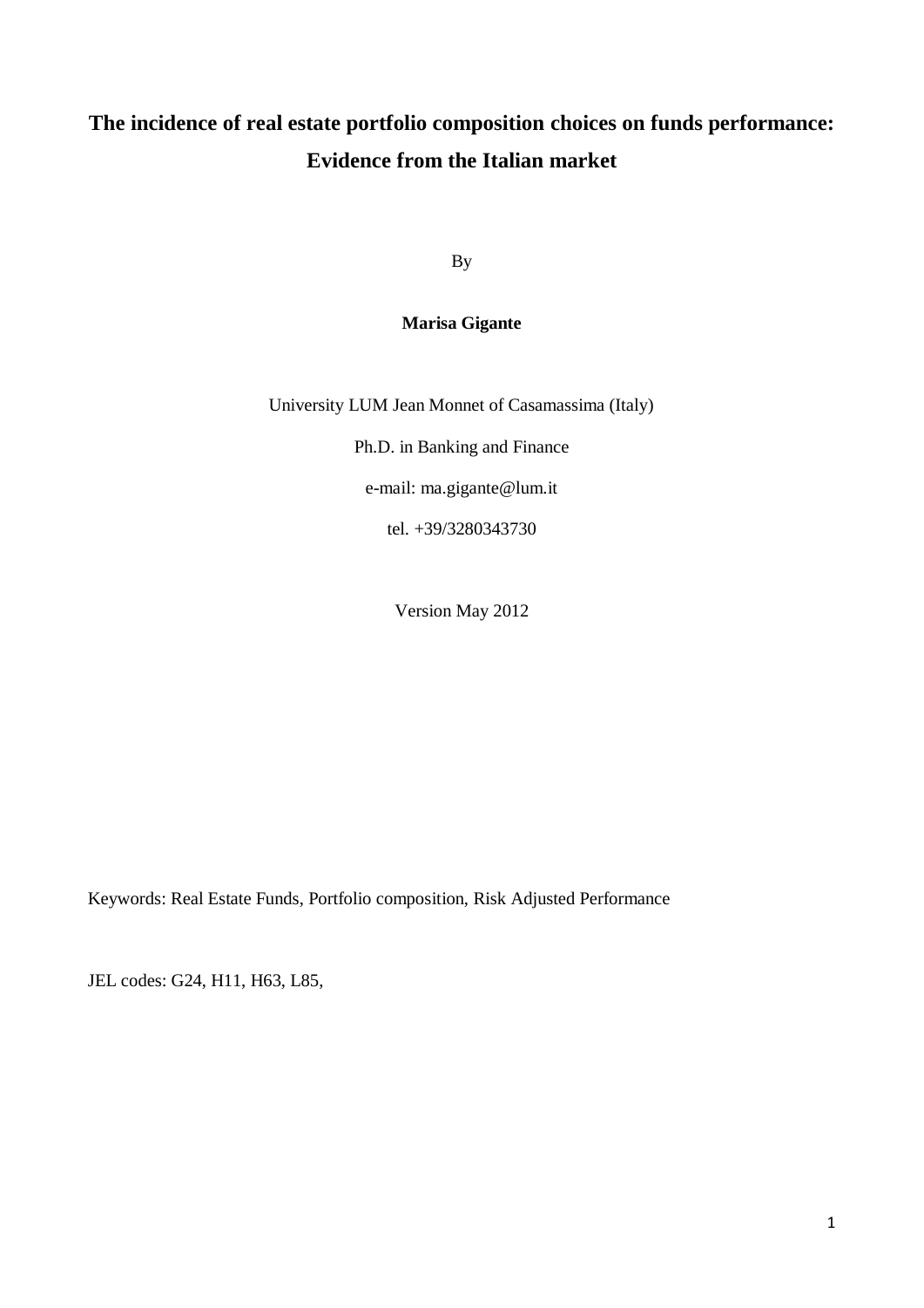# The incidence of real estate portfolio composition choices on funds performance: Evidence from the Italian market

By

**Marisa Gigante**

University LUM Jean Monnet of Casamassima (Italy)

Ph.D. in Banking and Finance

e-mail: ma.gigante@lum.it

tel. +39/3280343730

Version May 2012

Keywords: Real Estate Funds, Portfolio composition, Risk Adjusted Performance

JEL codes: G24, H11, H63, L85,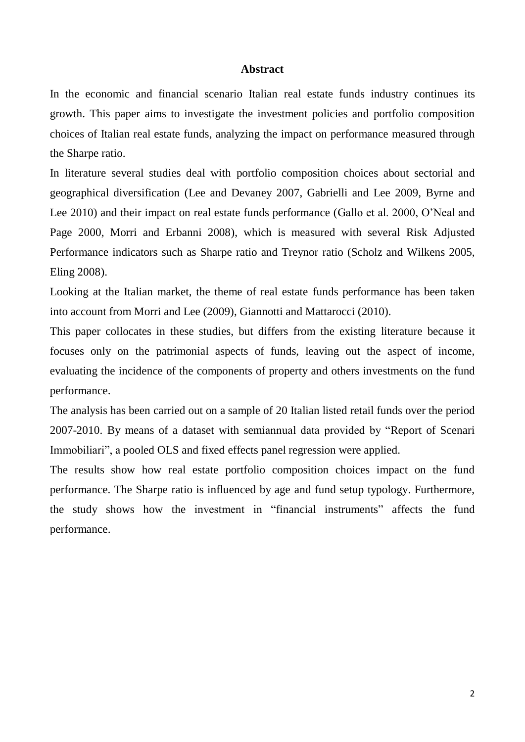## Abstract

In the economic and financial scenario Italian real estate funds industry continues its growth. This paper aims to investigate the investment policies and portfolio composition choices of Italian real estate funds, analyzing the impact on performance measured through the Sharpe ratio.

In literature several studies deal with portfolio composition choices about sectorial and geographical diversification (Lee and Devaney 2007, Gabrielli and Lee 2009, Byrne and Lee 2010) and their impact on real estate funds performance (Gallo et al. 2000, O'Neal and Page 2000, Morri and Erbanni 2008), which is measured with several Risk Adjusted Performance indicators such as Sharpe ratio and Treynor ratio (Scholz and Wilkens 2005, Eling 2008).

Looking at the Italian market, the theme of real estate funds performance has been taken into account from Morri and Lee (2009), Giannotti and Mattarocci (2010).

This paper collocates in these studies, but differs from the existing literature because it focuses only on the patrimonial aspects of funds, leaving out the aspect of income, evaluating the incidence of the components of property and others investments on the fund performance.

The analysis has been carried out on a sample of 20 Italian listed retail funds over the period 2007-2010. By means of a dataset with semiannual data provided by "Report of Scenari Immobiliari", a pooled OLS and fixed effects panel regression were applied.

The results show how real estate portfolio composition choices impact on the fund performance. The Sharpe ratio is influenced by age and fund setup typology. Furthermore, the study shows how the investment in "financial instruments" affects the fund performance.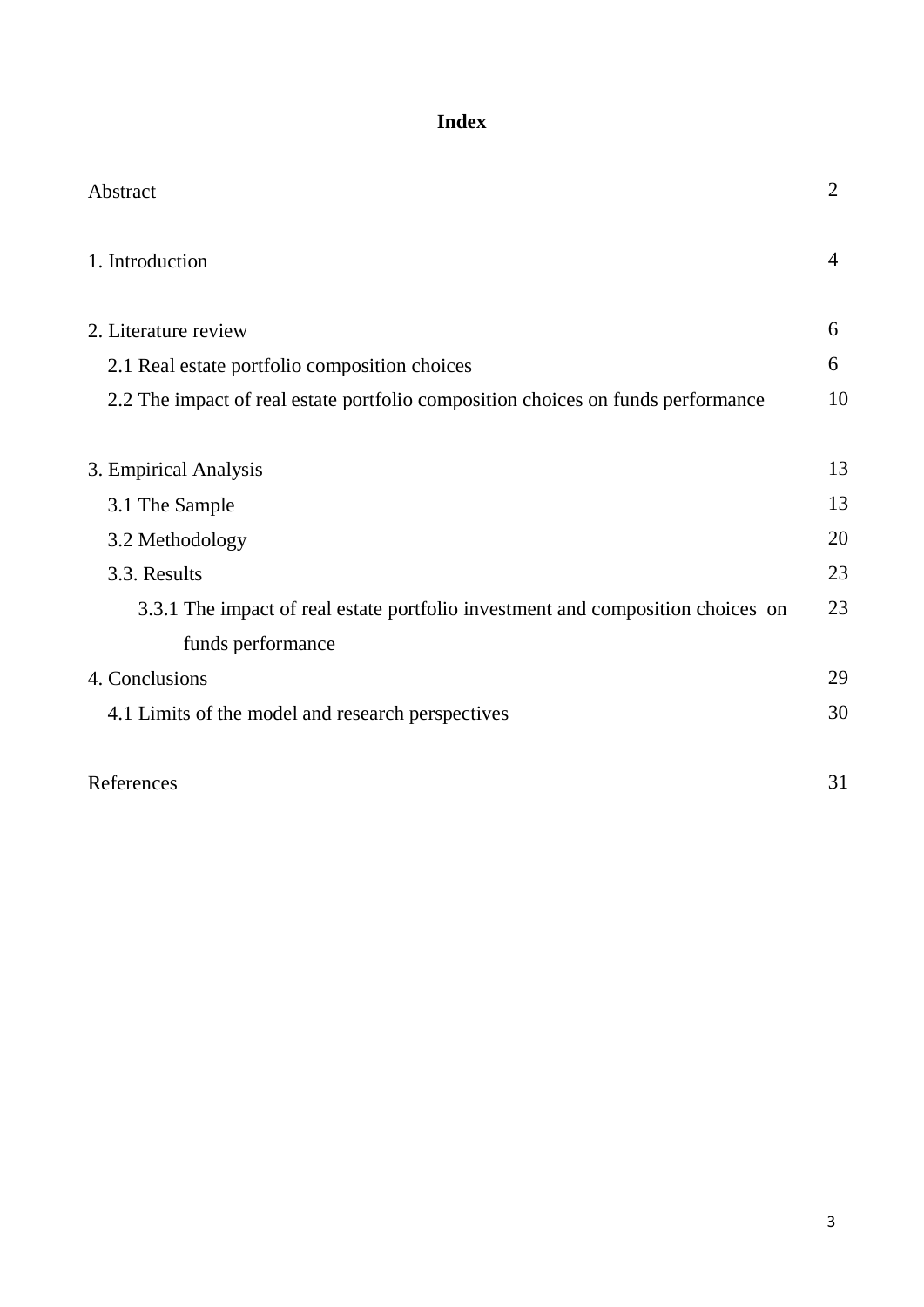# Index

| | |
|---|---|
| Abstract | 2 |
| 1. Introduction | 4 |
| 2. Literature review | 6 |
| 2.1 Real estate portfolio composition choices | 6 |
| 2.2 The impact of real estate portfolio composition choices on funds performance | 10 |
| 3. Empirical Analysis | 13 |
| 3.1 The Sample | 13 |
| 3.2 Methodology | 20 |
| 3.3. Results | 23 |
| 3.3.1 The impact of real estate portfolio investment and composition choices on funds performance | 23 |
| 4. Conclusions | 29 |
| 4.1 Limits of the model and research perspectives | 30 |
| References | 31 |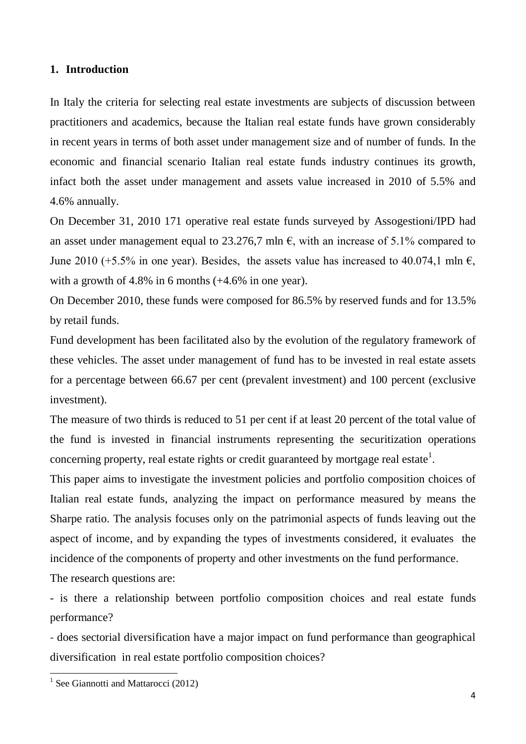## 1. Introduction

In Italy the criteria for selecting real estate investments are subjects of discussion between practitioners and academics, because the Italian real estate funds have grown considerably in recent years in terms of both asset under management size and of number of funds. In the economic and financial scenario Italian real estate funds industry continues its growth, infact both the asset under management and assets value increased in 2010 of 5.5% and 4.6% annually.

On December 31, 2010 171 operative real estate funds surveyed by Assogestioni/IPD had an asset under management equal to 23.276,7 mln €, with an increase of 5.1% compared to June 2010 (+5.5% in one year). Besides, the assets value has increased to 40.074,1 mln €, with a growth of 4.8% in 6 months (+4.6% in one year).

On December 2010, these funds were composed for 86.5% by reserved funds and for 13.5% by retail funds.

Fund development has been facilitated also by the evolution of the regulatory framework of these vehicles. The asset under management of fund has to be invested in real estate assets for a percentage between 66.67 per cent (prevalent investment) and 100 percent (exclusive investment).

The measure of two thirds is reduced to 51 per cent if at least 20 percent of the total value of the fund is invested in financial instruments representing the securitization operations concerning property, real estate rights or credit guaranteed by mortgage real estate[1].

This paper aims to investigate the investment policies and portfolio composition choices of Italian real estate funds, analyzing the impact on performance measured by means the Sharpe ratio. The analysis focuses only on the patrimonial aspects of funds leaving out the aspect of income, and by expanding the types of investments considered, it evaluates the incidence of the components of property and other investments on the fund performance.

The research questions are:

- is there a relationship between portfolio composition choices and real estate funds performance?
- does sectorial diversification have a major impact on fund performance than geographical diversification in real estate portfolio composition choices?

[1] See Giannotti and Mattarocci (2012)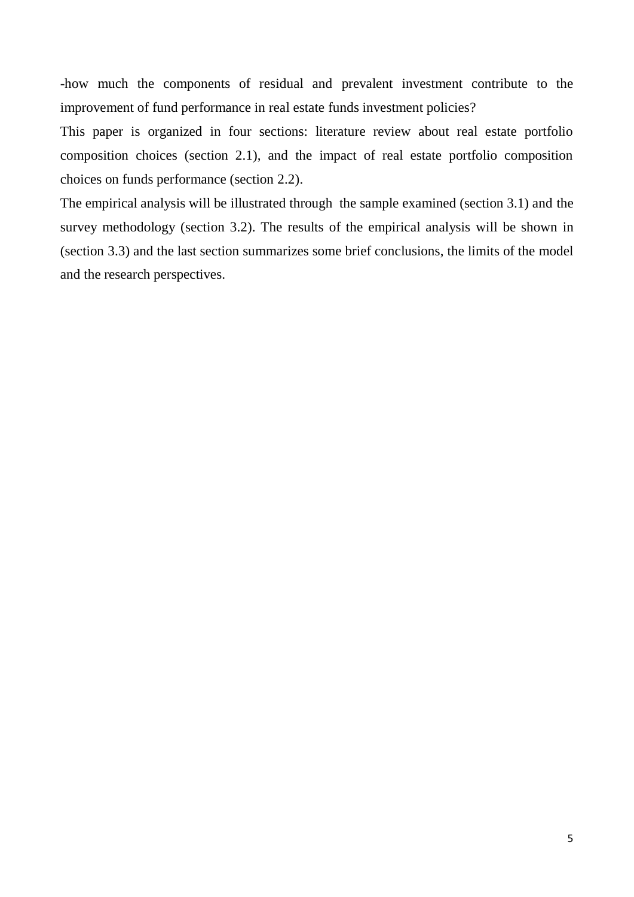-how much the components of residual and prevalent investment contribute to the improvement of fund performance in real estate funds investment policies?

This paper is organized in four sections: literature review about real estate portfolio composition choices (section 2.1), and the impact of real estate portfolio composition choices on funds performance (section 2.2).

The empirical analysis will be illustrated through the sample examined (section 3.1) and the survey methodology (section 3.2). The results of the empirical analysis will be shown in (section 3.3) and the last section summarizes some brief conclusions, the limits of the model and the research perspectives.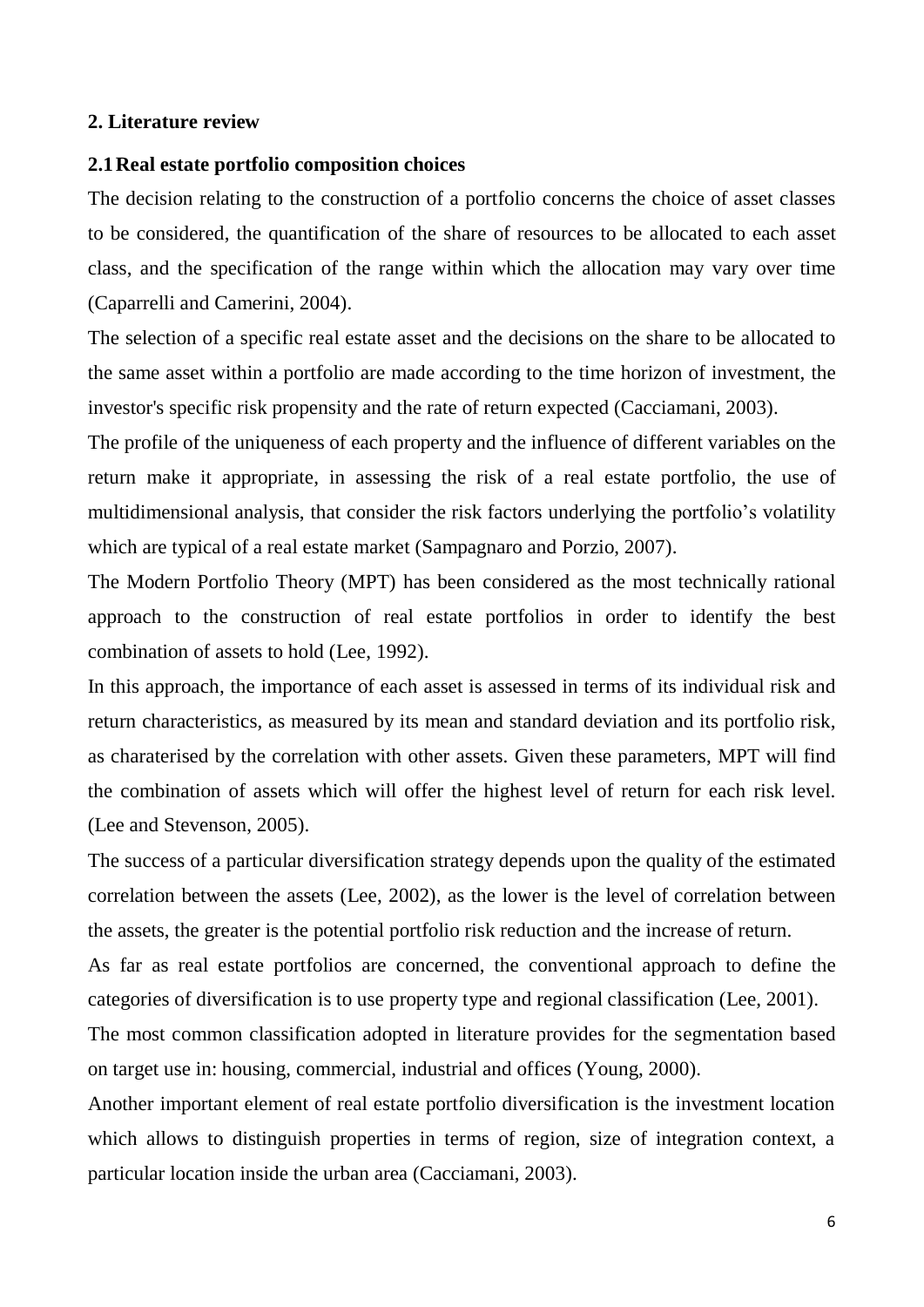## 2. Literature review

### 2.1 Real estate portfolio composition choices

The decision relating to the construction of a portfolio concerns the choice of asset classes to be considered, the quantification of the share of resources to be allocated to each asset class, and the specification of the range within which the allocation may vary over time (Caparrelli and Camerini, 2004).

The selection of a specific real estate asset and the decisions on the share to be allocated to the same asset within a portfolio are made according to the time horizon of investment, the investor's specific risk propensity and the rate of return expected (Cacciamani, 2003).

The profile of the uniqueness of each property and the influence of different variables on the return make it appropriate, in assessing the risk of a real estate portfolio, the use of multidimensional analysis, that consider the risk factors underlying the portfolio's volatility which are typical of a real estate market (Sampagnaro and Porzio, 2007).

The Modern Portfolio Theory (MPT) has been considered as the most technically rational approach to the construction of real estate portfolios in order to identify the best combination of assets to hold (Lee, 1992).

In this approach, the importance of each asset is assessed in terms of its individual risk and return characteristics, as measured by its mean and standard deviation and its portfolio risk, as charaterised by the correlation with other assets. Given these parameters, MPT will find the combination of assets which will offer the highest level of return for each risk level. (Lee and Stevenson, 2005).

The success of a particular diversification strategy depends upon the quality of the estimated correlation between the assets (Lee, 2002), as the lower is the level of correlation between the assets, the greater is the potential portfolio risk reduction and the increase of return.

As far as real estate portfolios are concerned, the conventional approach to define the categories of diversification is to use property type and regional classification (Lee, 2001).

The most common classification adopted in literature provides for the segmentation based on target use in: housing, commercial, industrial and offices (Young, 2000).

Another important element of real estate portfolio diversification is the investment location which allows to distinguish properties in terms of region, size of integration context, a particular location inside the urban area (Cacciamani, 2003).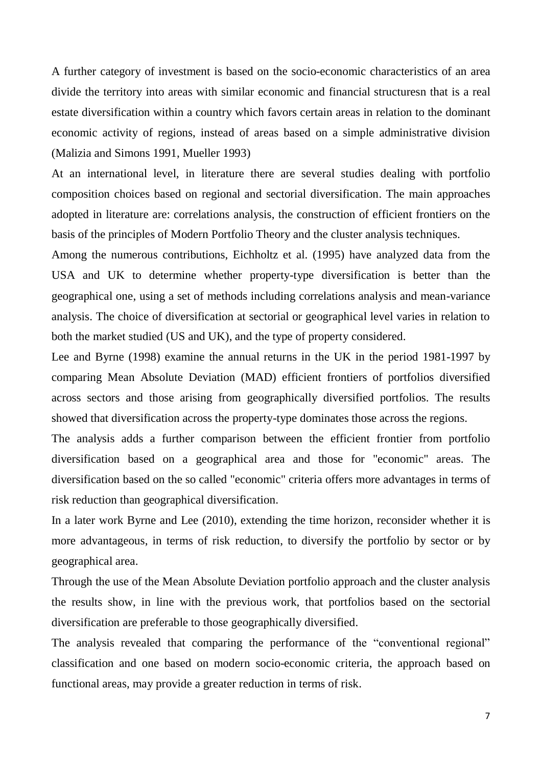A further category of investment is based on the socio-economic characteristics of an area divide the territory into areas with similar economic and financial structuresn that is a real estate diversification within a country which favors certain areas in relation to the dominant economic activity of regions, instead of areas based on a simple administrative division (Malizia and Simons 1991, Mueller 1993)

At an international level, in literature there are several studies dealing with portfolio composition choices based on regional and sectorial diversification. The main approaches adopted in literature are: correlations analysis, the construction of efficient frontiers on the basis of the principles of Modern Portfolio Theory and the cluster analysis techniques.

Among the numerous contributions, Eichholtz et al. (1995) have analyzed data from the USA and UK to determine whether property-type diversification is better than the geographical one, using a set of methods including correlations analysis and mean-variance analysis. The choice of diversification at sectorial or geographical level varies in relation to both the market studied (US and UK), and the type of property considered.

Lee and Byrne (1998) examine the annual returns in the UK in the period 1981-1997 by comparing Mean Absolute Deviation (MAD) efficient frontiers of portfolios diversified across sectors and those arising from geographically diversified portfolios. The results showed that diversification across the property-type dominates those across the regions.

The analysis adds a further comparison between the efficient frontier from portfolio diversification based on a geographical area and those for "economic" areas. The diversification based on the so called "economic" criteria offers more advantages in terms of risk reduction than geographical diversification.

In a later work Byrne and Lee (2010), extending the time horizon, reconsider whether it is more advantageous, in terms of risk reduction, to diversify the portfolio by sector or by geographical area.

Through the use of the Mean Absolute Deviation portfolio approach and the cluster analysis the results show, in line with the previous work, that portfolios based on the sectorial diversification are preferable to those geographically diversified.

The analysis revealed that comparing the performance of the "conventional regional" classification and one based on modern socio-economic criteria, the approach based on functional areas, may provide a greater reduction in terms of risk.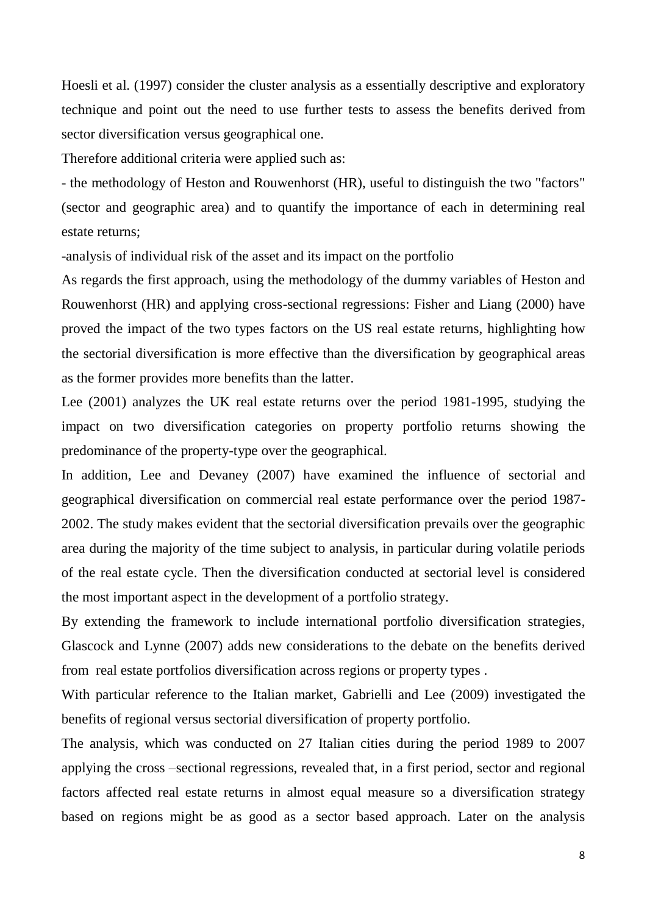Hoesli et al. (1997) consider the cluster analysis as a essentially descriptive and exploratory technique and point out the need to use further tests to assess the benefits derived from sector diversification versus geographical one.

Therefore additional criteria were applied such as:

- the methodology of Heston and Rouwenhorst (HR), useful to distinguish the two "factors" (sector and geographic area) and to quantify the importance of each in determining real estate returns;

-analysis of individual risk of the asset and its impact on the portfolio

As regards the first approach, using the methodology of the dummy variables of Heston and Rouwenhorst (HR) and applying cross-sectional regressions: Fisher and Liang (2000) have proved the impact of the two types factors on the US real estate returns, highlighting how the sectorial diversification is more effective than the diversification by geographical areas as the former provides more benefits than the latter.

Lee (2001) analyzes the UK real estate returns over the period 1981-1995, studying the impact on two diversification categories on property portfolio returns showing the predominance of the property-type over the geographical.

In addition, Lee and Devaney (2007) have examined the influence of sectorial and geographical diversification on commercial real estate performance over the period 1987-2002. The study makes evident that the sectorial diversification prevails over the geographic area during the majority of the time subject to analysis, in particular during volatile periods of the real estate cycle. Then the diversification conducted at sectorial level is considered the most important aspect in the development of a portfolio strategy.

By extending the framework to include international portfolio diversification strategies, Glascock and Lynne (2007) adds new considerations to the debate on the benefits derived from real estate portfolios diversification across regions or property types .

With particular reference to the Italian market, Gabrielli and Lee (2009) investigated the benefits of regional versus sectorial diversification of property portfolio.

The analysis, which was conducted on 27 Italian cities during the period 1989 to 2007 applying the cross –sectional regressions, revealed that, in a first period, sector and regional factors affected real estate returns in almost equal measure so a diversification strategy based on regions might be as good as a sector based approach. Later on the analysis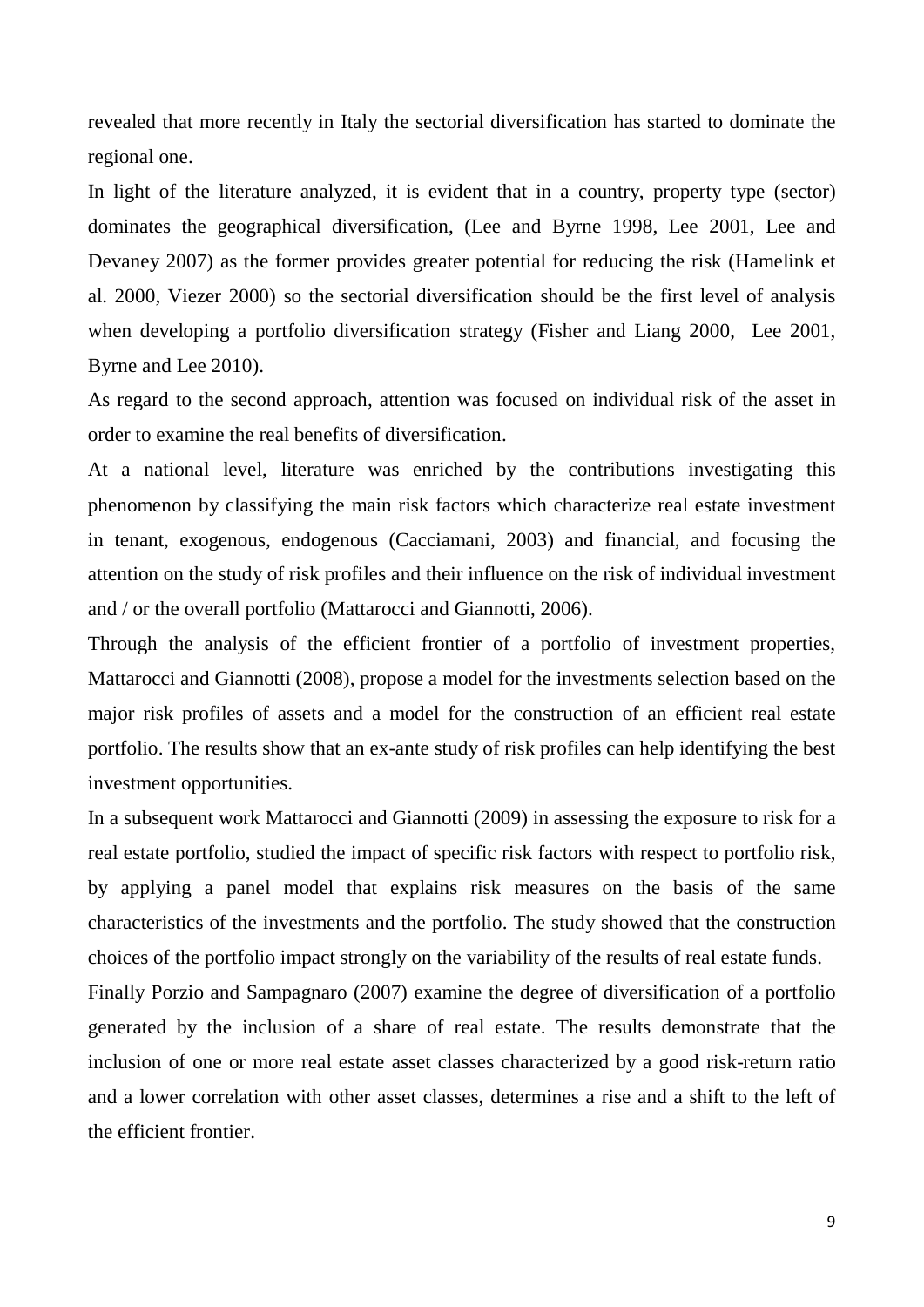revealed that more recently in Italy the sectorial diversification has started to dominate the regional one.

In light of the literature analyzed, it is evident that in a country, property type (sector) dominates the geographical diversification, (Lee and Byrne 1998, Lee 2001, Lee and Devaney 2007) as the former provides greater potential for reducing the risk (Hamelink et al. 2000, Viezer 2000) so the sectorial diversification should be the first level of analysis when developing a portfolio diversification strategy (Fisher and Liang 2000, Lee 2001, Byrne and Lee 2010).

As regard to the second approach, attention was focused on individual risk of the asset in order to examine the real benefits of diversification.

At a national level, literature was enriched by the contributions investigating this phenomenon by classifying the main risk factors which characterize real estate investment in tenant, exogenous, endogenous (Cacciamani, 2003) and financial, and focusing the attention on the study of risk profiles and their influence on the risk of individual investment and / or the overall portfolio (Mattarocci and Giannotti, 2006).

Through the analysis of the efficient frontier of a portfolio of investment properties, Mattarocci and Giannotti (2008), propose a model for the investments selection based on the major risk profiles of assets and a model for the construction of an efficient real estate portfolio. The results show that an ex-ante study of risk profiles can help identifying the best investment opportunities.

In a subsequent work Mattarocci and Giannotti (2009) in assessing the exposure to risk for a real estate portfolio, studied the impact of specific risk factors with respect to portfolio risk, by applying a panel model that explains risk measures on the basis of the same characteristics of the investments and the portfolio. The study showed that the construction choices of the portfolio impact strongly on the variability of the results of real estate funds.

Finally Porzio and Sampagnaro (2007) examine the degree of diversification of a portfolio generated by the inclusion of a share of real estate. The results demonstrate that the inclusion of one or more real estate asset classes characterized by a good risk-return ratio and a lower correlation with other asset classes, determines a rise and a shift to the left of the efficient frontier.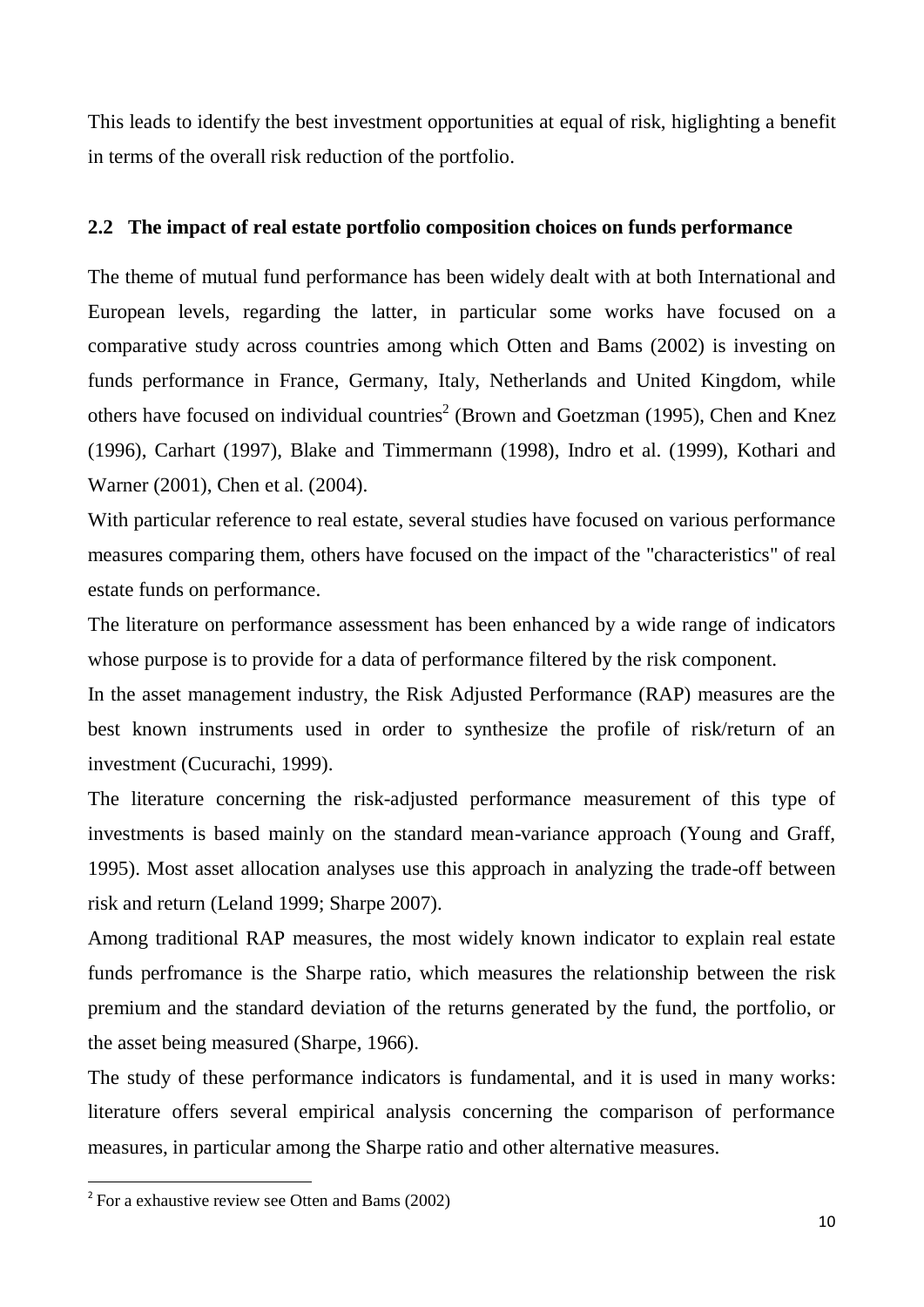This leads to identify the best investment opportunities at equal of risk, higlighting a benefit in terms of the overall risk reduction of the portfolio.

## 2.2 The impact of real estate portfolio composition choices on funds performance

The theme of mutual fund performance has been widely dealt with at both International and European levels, regarding the latter, in particular some works have focused on a comparative study across countries among which Otten and Bams (2002) is investing on funds performance in France, Germany, Italy, Netherlands and United Kingdom, while others have focused on individual countries[2] (Brown and Goetzman (1995), Chen and Knez (1996), Carhart (1997), Blake and Timmermann (1998), Indro et al. (1999), Kothari and Warner (2001), Chen et al. (2004).

With particular reference to real estate, several studies have focused on various performance measures comparing them, others have focused on the impact of the "characteristics" of real estate funds on performance.

The literature on performance assessment has been enhanced by a wide range of indicators whose purpose is to provide for a data of performance filtered by the risk component.

In the asset management industry, the Risk Adjusted Performance (RAP) measures are the best known instruments used in order to synthesize the profile of risk/return of an investment (Cucurachi, 1999).

The literature concerning the risk-adjusted performance measurement of this type of investments is based mainly on the standard mean-variance approach (Young and Graff, 1995). Most asset allocation analyses use this approach in analyzing the trade-off between risk and return (Leland 1999; Sharpe 2007).

Among traditional RAP measures, the most widely known indicator to explain real estate funds perfromance is the Sharpe ratio, which measures the relationship between the risk premium and the standard deviation of the returns generated by the fund, the portfolio, or the asset being measured (Sharpe, 1966).

The study of these performance indicators is fundamental, and it is used in many works: literature offers several empirical analysis concerning the comparison of performance measures, in particular among the Sharpe ratio and other alternative measures.

[2] For a exhaustive review see Otten and Bams (2002)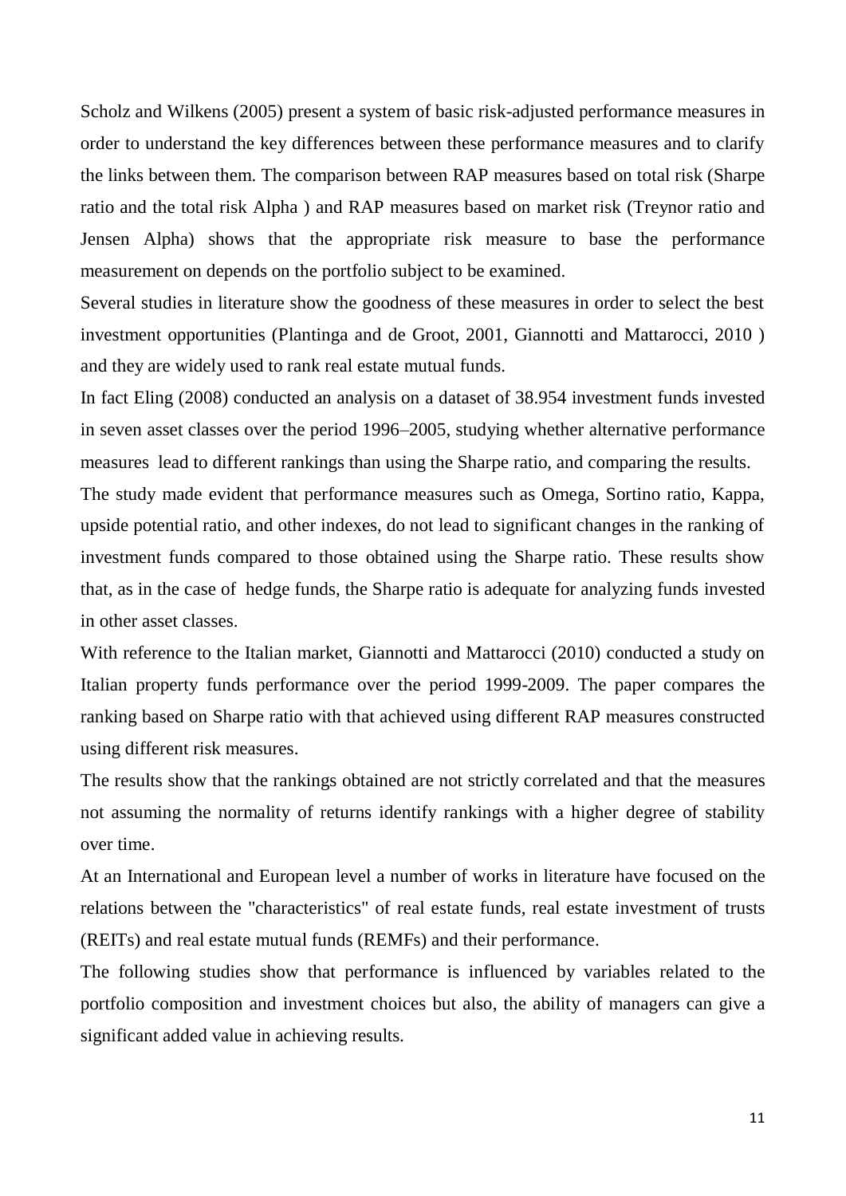Scholz and Wilkens (2005) present a system of basic risk-adjusted performance measures in order to understand the key differences between these performance measures and to clarify the links between them. The comparison between RAP measures based on total risk (Sharpe ratio and the total risk Alpha ) and RAP measures based on market risk (Treynor ratio and Jensen Alpha) shows that the appropriate risk measure to base the performance measurement on depends on the portfolio subject to be examined.

Several studies in literature show the goodness of these measures in order to select the best investment opportunities (Plantinga and de Groot, 2001, Giannotti and Mattarocci, 2010 ) and they are widely used to rank real estate mutual funds.

In fact Eling (2008) conducted an analysis on a dataset of 38.954 investment funds invested in seven asset classes over the period 1996–2005, studying whether alternative performance measures lead to different rankings than using the Sharpe ratio, and comparing the results.

The study made evident that performance measures such as Omega, Sortino ratio, Kappa, upside potential ratio, and other indexes, do not lead to significant changes in the ranking of investment funds compared to those obtained using the Sharpe ratio. These results show that, as in the case of hedge funds, the Sharpe ratio is adequate for analyzing funds invested in other asset classes.

With reference to the Italian market, Giannotti and Mattarocci (2010) conducted a study on Italian property funds performance over the period 1999-2009. The paper compares the ranking based on Sharpe ratio with that achieved using different RAP measures constructed using different risk measures.

The results show that the rankings obtained are not strictly correlated and that the measures not assuming the normality of returns identify rankings with a higher degree of stability over time.

At an International and European level a number of works in literature have focused on the relations between the "characteristics" of real estate funds, real estate investment of trusts (REITs) and real estate mutual funds (REMFs) and their performance.

The following studies show that performance is influenced by variables related to the portfolio composition and investment choices but also, the ability of managers can give a significant added value in achieving results.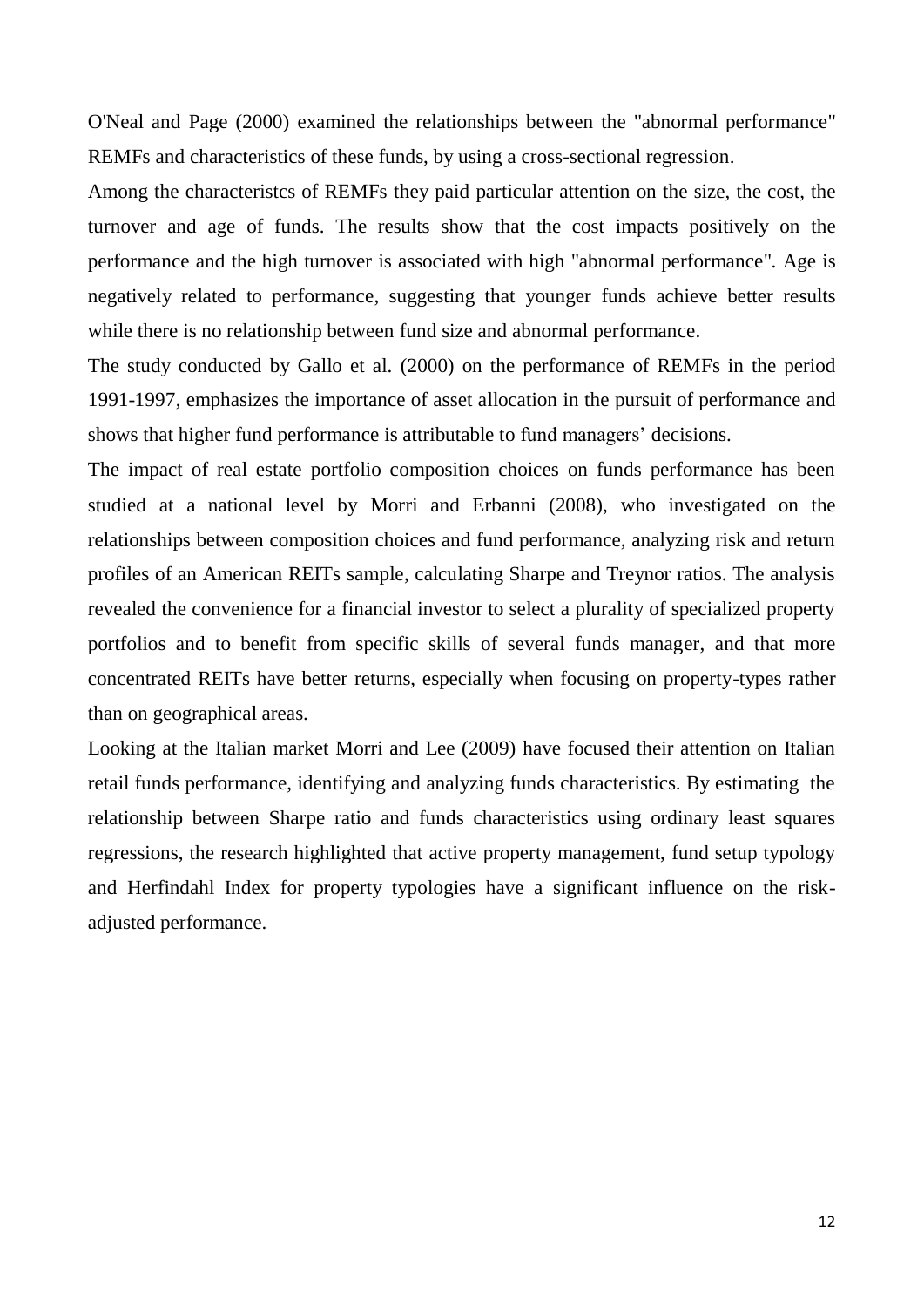O'Neal and Page (2000) examined the relationships between the "abnormal performance" REMFs and characteristics of these funds, by using a cross-sectional regression.

Among the characteristcs of REMFs they paid particular attention on the size, the cost, the turnover and age of funds. The results show that the cost impacts positively on the performance and the high turnover is associated with high "abnormal performance". Age is negatively related to performance, suggesting that younger funds achieve better results while there is no relationship between fund size and abnormal performance.

The study conducted by Gallo et al. (2000) on the performance of REMFs in the period 1991-1997, emphasizes the importance of asset allocation in the pursuit of performance and shows that higher fund performance is attributable to fund managers' decisions.

The impact of real estate portfolio composition choices on funds performance has been studied at a national level by Morri and Erbanni (2008), who investigated on the relationships between composition choices and fund performance, analyzing risk and return profiles of an American REITs sample, calculating Sharpe and Treynor ratios. The analysis revealed the convenience for a financial investor to select a plurality of specialized property portfolios and to benefit from specific skills of several funds manager, and that more concentrated REITs have better returns, especially when focusing on property-types rather than on geographical areas.

Looking at the Italian market Morri and Lee (2009) have focused their attention on Italian retail funds performance, identifying and analyzing funds characteristics. By estimating the relationship between Sharpe ratio and funds characteristics using ordinary least squares regressions, the research highlighted that active property management, fund setup typology and Herfindahl Index for property typologies have a significant influence on the risk-adjusted performance.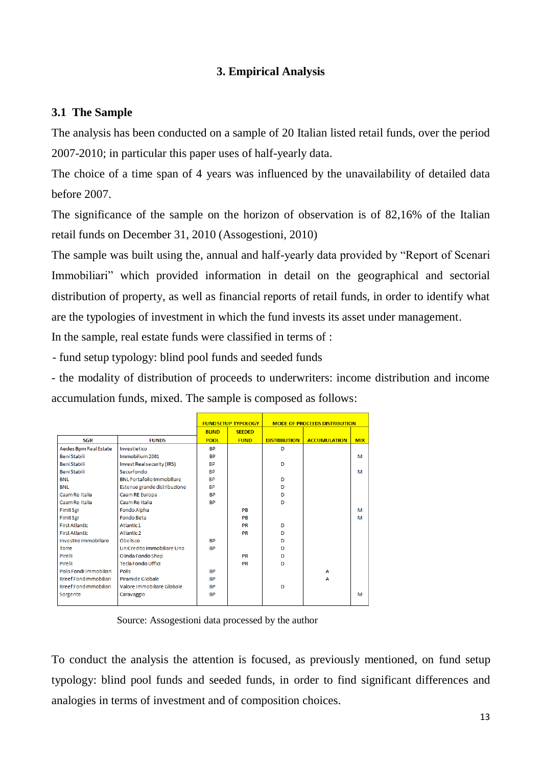## 3. Empirical Analysis

### 3.1 The Sample

The analysis has been conducted on a sample of 20 Italian listed retail funds, over the period 2007-2010; in particular this paper uses of half-yearly data.

The choice of a time span of 4 years was influenced by the unavailability of detailed data before 2007.

The significance of the sample on the horizon of observation is of 82,16% of the Italian retail funds on December 31, 2010 (Assogestioni, 2010)

The sample was built using the, annual and half-yearly data provided by "Report of Scenari Immobiliari" which provided information in detail on the geographical and sectorial distribution of property, as well as financial reports of retail funds, in order to identify what are the typologies of investment in which the fund invests its asset under management.

In the sample, real estate funds were classified in terms of :

- fund setup typology: blind pool funds and seeded funds
- the modality of distribution of proceeds to underwriters: income distribution and income accumulation funds, mixed. The sample is composed as follows:

| | | FUND SETUP TYPOLOGY | | MODE OF PROCEEDS DISTRIBUTION | | |
|---|---|---|---|---|---|---|
| SGR | FUNDS | BLIND POOL | SEEDED FUND | DISTRIBUTION | ACCUMULATION | MIX |
| Aedes Bpm Real Estate | Investietico | BP | | D | | |
| Beni Stabili | Immobilium 2001 | BP | | | | M |
| Beni Stabili | Invest Real security (IRS) | BP | | D | | |
| Beni Stabili | Securfondo | BP | | | | M |
| BNL | BNL Portafolio Immobiliare | BP | | D | | |
| BNL | Estense grande distribuzione | BP | | D | | |
| Caam Re Italia | Caam RE Europa | BP | | D | | |
| Caam Re Italia | Caam Re Italia | BP | | D | | |
| Fimit Sgr | Fondo Alpha | | PB | | | M |
| Fimit Sgr | Fondo Beta | | PB | | | M |
| First Atlantic | Atlantic 1 | | PR | D | | |
| First Atlantic | Atlantic 2 | | PR | D | | |
| Investire Immobiliare | Obelisco | BP | | D | | |
| Torre | UniCredito Immobiliare Uno | BP | | D | | |
| Pirelli | Olinda Fondo Shop | | PR | D | | |
| Pirelli | Tecla Fondo Uffici | | PR | D | | |
| Polis Fondi Immobiliari | Polis | BP | | | A | |
| Rreef Fondimmobiliari | Piramide Globale | BP | | | A | |
| Rreef Fondimmobiliari | Valore Immobiliare Globale | BP | | D | | |
| Sorgente | Caravaggio | BP | | | | M |

Source: Assogestioni data processed by the author

To conduct the analysis the attention is focused, as previously mentioned, on fund setup typology: blind pool funds and seeded funds, in order to find significant differences and analogies in terms of investment and of composition choices.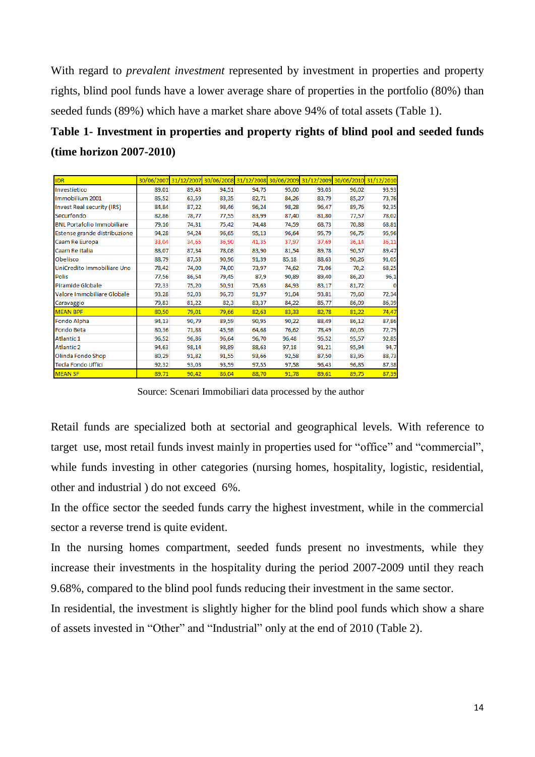With regard to *prevalent investment* represented by investment in properties and property rights, blind pool funds have a lower average share of properties in the portfolio (80%) than seeded funds (89%) which have a market share above 94% of total assets (Table 1).

**Table 1- Investment in properties and property rights of blind pool and seeded funds (time horizon 2007-2010)**

| IDR | 30/06/2007 | 31/12/2007 | 30/06/2008 | 31/12/2008 | 30/06/2009 | 31/12/2009 | 30/06/2010 | 31/12/2010 |
|---|---|---|---|---|---|---|---|---|
| Investietico | 89,01 | 89,43 | 94,51 | 94,75 | 95,00 | 93,03 | 96,02 | 93,93 |
| Immobilium 2001 | 85,52 | 63,59 | 83,35 | 82,71 | 84,26 | 83,79 | 85,27 | 73,76 |
| Invest Real security (IRS) | 84,84 | 87,22 | 98,46 | 96,24 | 98,28 | 96,47 | 89,76 | 92,35 |
| Securfondo | 82,86 | 78,77 | 77,55 | 83,99 | 87,40 | 81,80 | 77,57 | 78,02 |
| BNL Portafolio Immobiliare | 79,16 | 74,31 | 75,42 | 74,48 | 74,59 | 68,73 | 70,88 | 68,81 |
| Estense grande distribuzione | 94,28 | 94,24 | 96,65 | 95,13 | 96,64 | 95,79 | 96,75 | 95,96 |
| Caam Re Europa | 33,04 | 34,65 | 36,90 | 41,35 | 37,97 | 37,69 | 36,14 | 36,11 |
| Caam Re Italia | 88,07 | 87,34 | 78,08 | 83,90 | 81,54 | 89,78 | 90,57 | 89,47 |
| Obelisco | 88,79 | 87,53 | 90,96 | 91,39 | 85,18 | 88,63 | 90,26 | 91,05 |
| UniCredito Immobiliare Uno | 78,42 | 74,00 | 74,00 | 73,97 | 74,62 | 71,06 | 70,2 | 68,25 |
| Polis | 77,56 | 86,54 | 79,45 | 87,9 | 90,89 | 89,40 | 86,20 | 96,1 |
| Piramide Globale | 72,33 | 75,20 | 50,91 | 75,63 | 84,93 | 83,17 | 81,72 | 0 |
| Valore Immobiliare Globale | 93,28 | 92,03 | 96,73 | 91,97 | 91,04 | 93,81 | 79,60 | 72,34 |
| Caravaggio | 79,83 | 81,22 | 82,3 | 83,37 | 84,22 | 85,77 | 86,09 | 86,39 |
| MEAN BPF | 80,50 | 79,01 | 79,66 | 82,63 | 83,33 | 82,78 | 81,22 | 74,47 |
| Fondo Alpha | 94,13 | 90,79 | 89,59 | 90,95 | 90,22 | 88,49 | 86,12 | 87,86 |
| Fondo Beta | 80,36 | 71,88 | 45,98 | 64,68 | 76,62 | 78,49 | 80,05 | 72,79 |
| Atlantic 1 | 96,52 | 96,86 | 96,64 | 96,70 | 96,48 | 95,52 | 95,57 | 92,85 |
| Atlantic 2 | 94,63 | 98,14 | 98,89 | 88,63 | 97,18 | 91,21 | 95,94 | 94,7 |
| Olinda Fondo Shop | 80,29 | 91,82 | 91,55 | 93,66 | 92,58 | 87,50 | 83,95 | 88,73 |
| Tecla Fondo Uffici | 92,32 | 93,03 | 93,59 | 97,55 | 97,58 | 96,43 | 96,85 | 87,38 |
| MEAN SF | 89,71 | 90,42 | 86,04 | 88,70 | 91,78 | 89,61 | 89,75 | 87,39 |

Source: Scenari Immobiliari data processed by the author

Retail funds are specialized both at sectorial and geographical levels. With reference to target use, most retail funds invest mainly in properties used for "office" and "commercial", while funds investing in other categories (nursing homes, hospitality, logistic, residential, other and industrial ) do not exceed 6%.

In the office sector the seeded funds carry the highest investment, while in the commercial sector a reverse trend is quite evident.

In the nursing homes compartment, seeded funds present no investments, while they increase their investments in the hospitality during the period 2007-2009 until they reach 9.68%, compared to the blind pool funds reducing their investment in the same sector.

In residential, the investment is slightly higher for the blind pool funds which show a share of assets invested in "Other" and "Industrial" only at the end of 2010 (Table 2).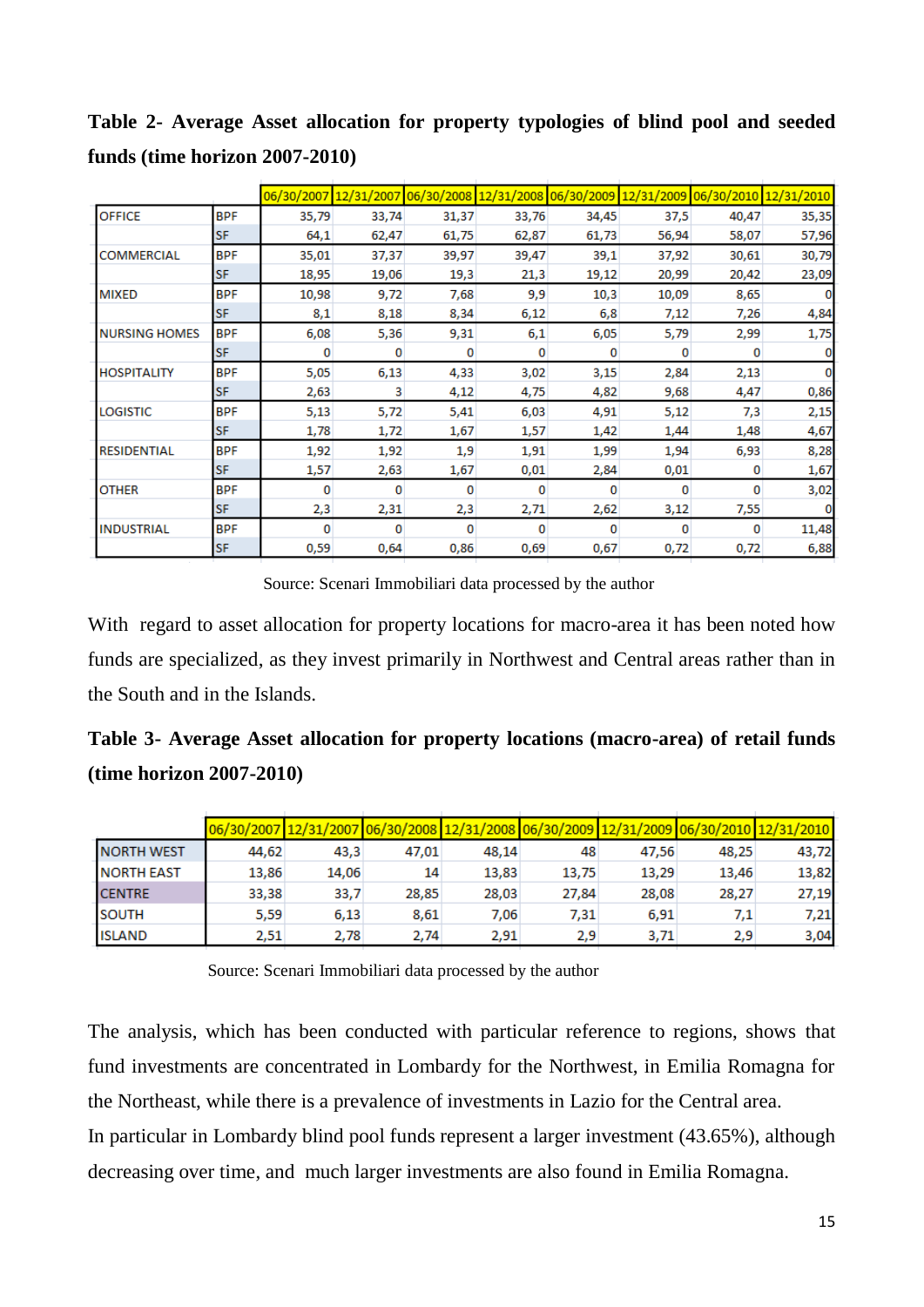**Table 2- Average Asset allocation for property typologies of blind pool and seeded funds (time horizon 2007-2010)**

| | | 06/30/2007 | 12/31/2007 | 06/30/2008 | 12/31/2008 | 06/30/2009 | 12/31/2009 | 06/30/2010 | 12/31/2010 |
|---|---|---|---|---|---|---|---|---|---|
| OFFICE | BPF | 35,79 | 33,74 | 31,37 | 33,76 | 34,45 | 37,5 | 40,47 | 35,35 |
| | SF | 64,1 | 62,47 | 61,75 | 62,87 | 61,73 | 56,94 | 58,07 | 57,96 |
| COMMERCIAL | BPF | 35,01 | 37,37 | 39,97 | 39,47 | 39,1 | 37,92 | 30,61 | 30,79 |
| | SF | 18,95 | 19,06 | 19,3 | 21,3 | 19,12 | 20,99 | 20,42 | 23,09 |
| MIXED | BPF | 10,98 | 9,72 | 7,68 | 9,9 | 10,3 | 10,09 | 8,65 | 0 |
| | SF | 8,1 | 8,18 | 8,34 | 6,12 | 6,8 | 7,12 | 7,26 | 4,84 |
| NURSING HOMES | BPF | 6,08 | 5,36 | 9,31 | 6,1 | 6,05 | 5,79 | 2,99 | 1,75 |
| | SF | 0 | 0 | 0 | 0 | 0 | 0 | 0 | 0 |
| HOSPITALITY | BPF | 5,05 | 6,13 | 4,33 | 3,02 | 3,15 | 2,84 | 2,13 | 0 |
| | SF | 2,63 | 3 | 4,12 | 4,75 | 4,82 | 9,68 | 4,47 | 0,86 |
| LOGISTIC | BPF | 5,13 | 5,72 | 5,41 | 6,03 | 4,91 | 5,12 | 7,3 | 2,15 |
| | SF | 1,78 | 1,72 | 1,67 | 1,57 | 1,42 | 1,44 | 1,48 | 4,67 |
| RESIDENTIAL | BPF | 1,92 | 1,92 | 1,9 | 1,91 | 1,99 | 1,94 | 6,93 | 8,28 |
| | SF | 1,57 | 2,63 | 1,67 | 0,01 | 2,84 | 0,01 | 0 | 1,67 |
| OTHER | BPF | 0 | 0 | 0 | 0 | 0 | 0 | 0 | 3,02 |
| | SF | 2,3 | 2,31 | 2,3 | 2,71 | 2,62 | 3,12 | 7,55 | 0 |
| INDUSTRIAL | BPF | 0 | 0 | 0 | 0 | 0 | 0 | 0 | 11,48 |
| | SF | 0,59 | 0,64 | 0,86 | 0,69 | 0,67 | 0,72 | 0,72 | 6,88 |

Source: Scenari Immobiliari data processed by the author

With regard to asset allocation for property locations for macro-area it has been noted how funds are specialized, as they invest primarily in Northwest and Central areas rather than in the South and in the Islands.

**Table 3- Average Asset allocation for property locations (macro-area) of retail funds (time horizon 2007-2010)**

| | 06/30/2007 | 12/31/2007 | 06/30/2008 | 12/31/2008 | 06/30/2009 | 12/31/2009 | 06/30/2010 | 12/31/2010 |
|---|---|---|---|---|---|---|---|---|
| NORTH WEST | 44,62 | 43,3 | 47,01 | 48,14 | 48 | 47,56 | 48,25 | 43,72 |
| NORTH EAST | 13,86 | 14,06 | 14 | 13,83 | 13,75 | 13,29 | 13,46 | 13,82 |
| CENTRE | 33,38 | 33,7 | 28,85 | 28,03 | 27,84 | 28,08 | 28,27 | 27,19 |
| SOUTH | 5,59 | 6,13 | 8,61 | 7,06 | 7,31 | 6,91 | 7,1 | 7,21 |
| ISLAND | 2,51 | 2,78 | 2,74 | 2,91 | 2,9 | 3,71 | 2,9 | 3,04 |

Source: Scenari Immobiliari data processed by the author

The analysis, which has been conducted with particular reference to regions, shows that fund investments are concentrated in Lombardy for the Northwest, in Emilia Romagna for the Northeast, while there is a prevalence of investments in Lazio for the Central area.

In particular in Lombardy blind pool funds represent a larger investment (43.65%), although decreasing over time, and much larger investments are also found in Emilia Romagna.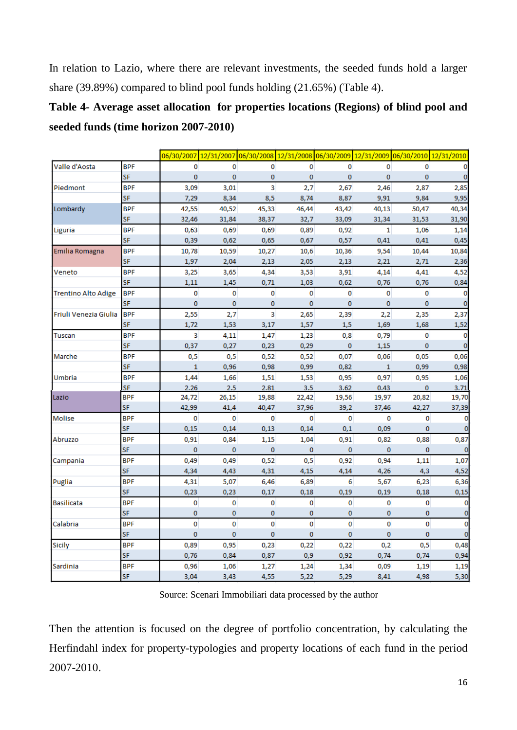In relation to Lazio, where there are relevant investments, the seeded funds hold a larger share (39.89%) compared to blind pool funds holding (21.65%) (Table 4).

**Table 4- Average asset allocation for properties locations (Regions) of blind pool and seeded funds (time horizon 2007-2010)**

| | | 06/30/2007 | 12/31/2007 | 06/30/2008 | 12/31/2008 | 06/30/2009 | 12/31/2009 | 06/30/2010 | 12/31/2010 |
|---|---|---|---|---|---|---|---|---|---|
| Valle d'Aosta | BPF | 0 | 0 | 0 | 0 | 0 | 0 | 0 | 0 |
| | SF | 0 | 0 | 0 | 0 | 0 | 0 | 0 | 0 |
| Piedmont | BPF | 3,09 | 3,01 | 3 | 2,7 | 2,67 | 2,46 | 2,87 | 2,85 |
| | SF | 7,29 | 8,34 | 8,5 | 8,74 | 8,87 | 9,91 | 9,84 | 9,95 |
| Lombardy | BPF | 42,55 | 40,52 | 45,33 | 46,44 | 43,42 | 40,13 | 50,47 | 40,34 |
| | SF | 32,46 | 31,84 | 38,37 | 32,7 | 33,09 | 31,34 | 31,53 | 31,90 |
| Liguria | BPF | 0,63 | 0,69 | 0,69 | 0,89 | 0,92 | 1 | 1,06 | 1,14 |
| | SF | 0,39 | 0,62 | 0,65 | 0,67 | 0,57 | 0,41 | 0,41 | 0,45 |
| Emilia Romagna | BPF | 10,78 | 10,59 | 10,27 | 10,6 | 10,36 | 9,54 | 10,44 | 10,84 |
| | SF | 1,97 | 2,04 | 2,13 | 2,05 | 2,13 | 2,21 | 2,71 | 2,36 |
| Veneto | BPF | 3,25 | 3,65 | 4,34 | 3,53 | 3,91 | 4,14 | 4,41 | 4,52 |
| | SF | 1,11 | 1,45 | 0,71 | 1,03 | 0,62 | 0,76 | 0,76 | 0,84 |
| Trentino Alto Adige | BPF | 0 | 0 | 0 | 0 | 0 | 0 | 0 | 0 |
| | SF | 0 | 0 | 0 | 0 | 0 | 0 | 0 | 0 |
| Friuli Venezia Giulia | BPF | 2,55 | 2,7 | 3 | 2,65 | 2,39 | 2,2 | 2,35 | 2,37 |
| | SF | 1,72 | 1,53 | 3,17 | 1,57 | 1,5 | 1,69 | 1,68 | 1,52 |
| Tuscan | BPF | 3 | 4,11 | 1,47 | 1,23 | 0,8 | 0,79 | 0 | 0 |
| | SF | 0,37 | 0,27 | 0,23 | 0,29 | 0 | 1,15 | 0 | 0 |
| Marche | BPF | 0,5 | 0,5 | 0,52 | 0,52 | 0,07 | 0,06 | 0,05 | 0,06 |
| | SF | 1 | 0,96 | 0,98 | 0,99 | 0,82 | 1 | 0,99 | 0,98 |
| Umbria | BPF | 1,44 | 1,66 | 1,51 | 1,53 | 0,95 | 0,97 | 0,95 | 1,06 |
| | SF | 2,26 | 2,5 | 2,81 | 3,5 | 3,62 | 0,43 | 0 | 3,71 |
| Lazio | BPF | 24,72 | 26,15 | 19,88 | 22,42 | 19,56 | 19,97 | 20,82 | 19,70 |
| | SF | 42,99 | 41,4 | 40,47 | 37,96 | 39,2 | 37,46 | 42,27 | 37,39 |
| Molise | BPF | 0 | 0 | 0 | 0 | 0 | 0 | 0 | 0 |
| | SF | 0,15 | 0,14 | 0,13 | 0,14 | 0,1 | 0,09 | 0 | 0 |
| Abruzzo | BPF | 0,91 | 0,84 | 1,15 | 1,04 | 0,91 | 0,82 | 0,88 | 0,87 |
| | SF | 0 | 0 | 0 | 0 | 0 | 0 | 0 | 0 |
| Campania | BPF | 0,49 | 0,49 | 0,52 | 0,5 | 0,92 | 0,94 | 1,11 | 1,07 |
| | SF | 4,34 | 4,43 | 4,31 | 4,15 | 4,14 | 4,26 | 4,3 | 4,52 |
| Puglia | BPF | 4,31 | 5,07 | 6,46 | 6,89 | 6 | 5,67 | 6,23 | 6,36 |
| | SF | 0,23 | 0,23 | 0,17 | 0,18 | 0,19 | 0,19 | 0,18 | 0,15 |
| Basilicata | BPF | 0 | 0 | 0 | 0 | 0 | 0 | 0 | 0 |
| | SF | 0 | 0 | 0 | 0 | 0 | 0 | 0 | 0 |
| Calabria | BPF | 0 | 0 | 0 | 0 | 0 | 0 | 0 | 0 |
| | SF | 0 | 0 | 0 | 0 | 0 | 0 | 0 | 0 |
| Sicily | BPF | 0,89 | 0,95 | 0,23 | 0,22 | 0,22 | 0,2 | 0,5 | 0,48 |
| | SF | 0,76 | 0,84 | 0,87 | 0,9 | 0,92 | 0,74 | 0,74 | 0,94 |
| Sardinia | BPF | 0,96 | 1,06 | 1,27 | 1,24 | 1,34 | 0,09 | 1,19 | 1,19 |
| | SF | 3,04 | 3,43 | 4,55 | 5,22 | 5,29 | 8,41 | 4,98 | 5,30 |

Source: Scenari Immobiliari data processed by the author

Then the attention is focused on the degree of portfolio concentration, by calculating the Herfindahl index for property-typologies and property locations of each fund in the period 2007-2010.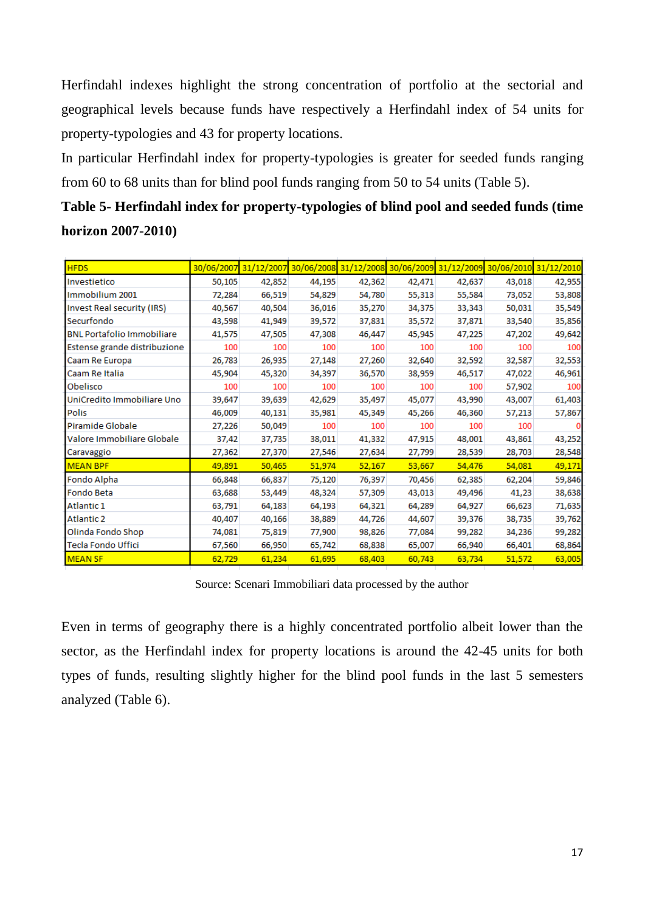Herfindahl indexes highlight the strong concentration of portfolio at the sectorial and geographical levels because funds have respectively a Herfindahl index of 54 units for property-typologies and 43 for property locations.

In particular Herfindahl index for property-typologies is greater for seeded funds ranging from 60 to 68 units than for blind pool funds ranging from 50 to 54 units (Table 5).

**Table 5- Herfindahl index for property-typologies of blind pool and seeded funds (time horizon 2007-2010)**

| HFDS | 30/06/2007 | 31/12/2007 | 30/06/2008 | 31/12/2008 | 30/06/2009 | 31/12/2009 | 30/06/2010 | 31/12/2010 |
|---|---|---|---|---|---|---|---|---|
| Investietico | 50,105 | 42,852 | 44,195 | 42,362 | 42,471 | 42,637 | 43,018 | 42,955 |
| Immobilium 2001 | 72,284 | 66,519 | 54,829 | 54,780 | 55,313 | 55,584 | 73,052 | 53,808 |
| Invest Real security (IRS) | 40,567 | 40,504 | 36,016 | 35,270 | 34,375 | 33,343 | 50,031 | 35,549 |
| Securfondo | 43,598 | 41,949 | 39,572 | 37,831 | 35,572 | 37,871 | 33,540 | 35,856 |
| BNL Portafolio Immobiliare | 41,575 | 47,505 | 47,308 | 46,447 | 45,945 | 47,225 | 47,202 | 49,642 |
| Estense grande distribuzione | 100 | 100 | 100 | 100 | 100 | 100 | 100 | 100 |
| Caam Re Europa | 26,783 | 26,935 | 27,148 | 27,260 | 32,640 | 32,592 | 32,587 | 32,553 |
| Caam Re Italia | 45,904 | 45,320 | 34,397 | 36,570 | 38,959 | 46,517 | 47,022 | 46,961 |
| Obelisco | 100 | 100 | 100 | 100 | 100 | 100 | 57,902 | 100 |
| UniCredito Immobiliare Uno | 39,647 | 39,639 | 42,629 | 35,497 | 45,077 | 43,990 | 43,007 | 61,403 |
| Polis | 46,009 | 40,131 | 35,981 | 45,349 | 45,266 | 46,360 | 57,213 | 57,867 |
| Piramide Globale | 27,226 | 50,049 | 100 | 100 | 100 | 100 | 100 | 0 |
| Valore Immobiliare Globale | 37,42 | 37,735 | 38,011 | 41,332 | 47,915 | 48,001 | 43,861 | 43,252 |
| Caravaggio | 27,362 | 27,370 | 27,546 | 27,634 | 27,799 | 28,539 | 28,703 | 28,548 |
| MEAN BPF | 49,891 | 50,465 | 51,974 | 52,167 | 53,667 | 54,476 | 54,081 | 49,171 |
| Fondo Alpha | 66,848 | 66,837 | 75,120 | 76,397 | 70,456 | 62,385 | 62,204 | 59,846 |
| Fondo Beta | 63,688 | 53,449 | 48,324 | 57,309 | 43,013 | 49,496 | 41,23 | 38,638 |
| Atlantic 1 | 63,791 | 64,183 | 64,193 | 64,321 | 64,289 | 64,927 | 66,623 | 71,635 |
| Atlantic 2 | 40,407 | 40,166 | 38,889 | 44,726 | 44,607 | 39,376 | 38,735 | 39,762 |
| Olinda Fondo Shop | 74,081 | 75,819 | 77,900 | 98,826 | 77,084 | 99,282 | 34,236 | 99,282 |
| Tecla Fondo Uffici | 67,560 | 66,950 | 65,742 | 68,838 | 65,007 | 66,940 | 66,401 | 68,864 |
| MEAN SF | 62,729 | 61,234 | 61,695 | 68,403 | 60,743 | 63,734 | 51,572 | 63,005 |

Source: Scenari Immobiliari data processed by the author

Even in terms of geography there is a highly concentrated portfolio albeit lower than the sector, as the Herfindahl index for property locations is around the 42-45 units for both types of funds, resulting slightly higher for the blind pool funds in the last 5 semesters analyzed (Table 6).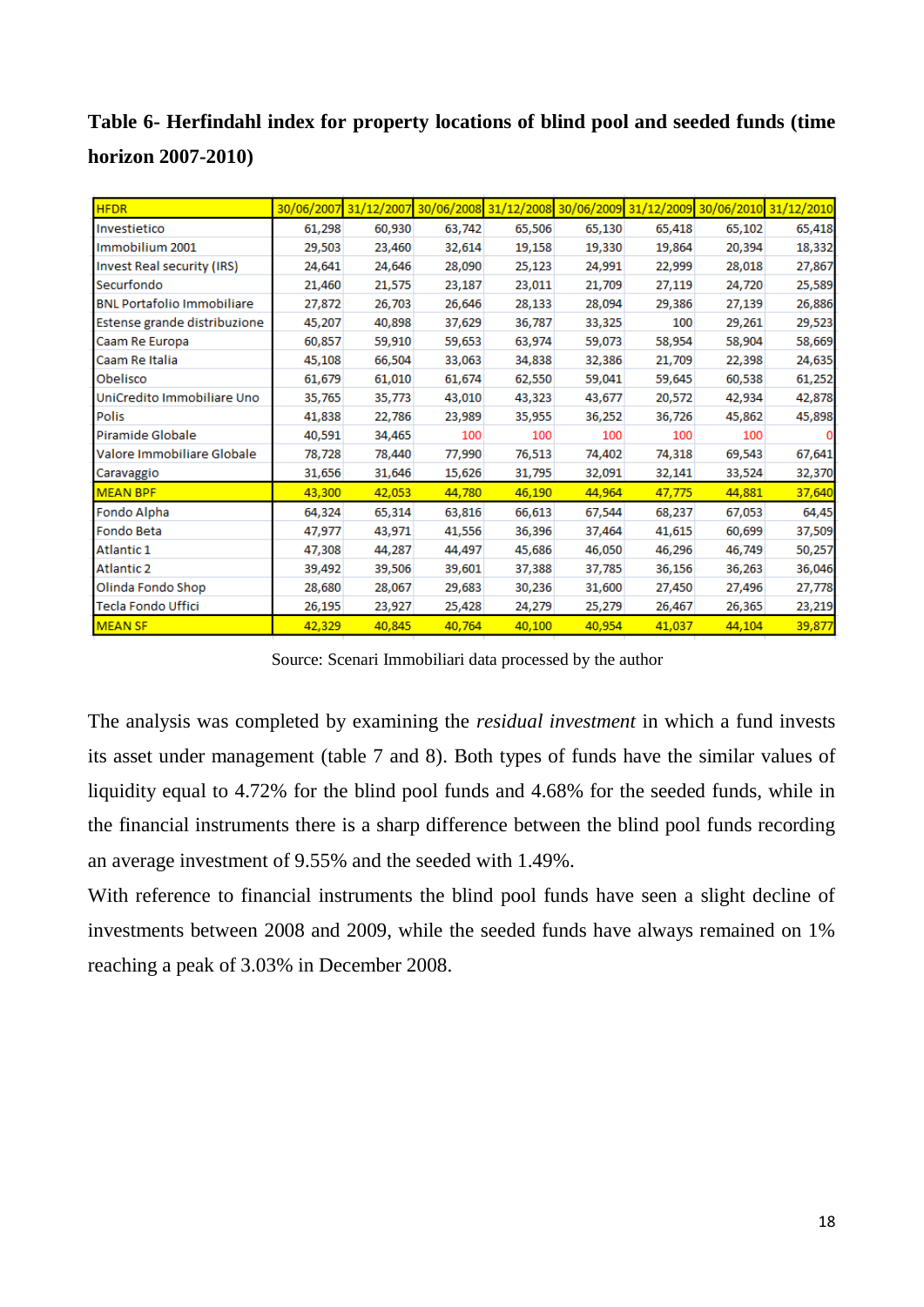**Table 6- Herfindahl index for property locations of blind pool and seeded funds (time horizon 2007-2010)**

| HFDR | 30/06/2007 | 31/12/2007 | 30/06/2008 | 31/12/2008 | 30/06/2009 | 31/12/2009 | 30/06/2010 | 31/12/2010 |
|---|---|---|---|---|---|---|---|---|
| Investietico | 61,298 | 60,930 | 63,742 | 65,506 | 65,130 | 65,418 | 65,102 | 65,418 |
| Immobilium 2001 | 29,503 | 23,460 | 32,614 | 19,158 | 19,330 | 19,864 | 20,394 | 18,332 |
| Invest Real security (IRS) | 24,641 | 24,646 | 28,090 | 25,123 | 24,991 | 22,999 | 28,018 | 27,867 |
| Securfondo | 21,460 | 21,575 | 23,187 | 23,011 | 21,709 | 27,119 | 24,720 | 25,589 |
| BNL Portafolio Immobiliare | 27,872 | 26,703 | 26,646 | 28,133 | 28,094 | 29,386 | 27,139 | 26,886 |
| Estense grande distribuzione | 45,207 | 40,898 | 37,629 | 36,787 | 33,325 | 100 | 29,261 | 29,523 |
| Caam Re Europa | 60,857 | 59,910 | 59,653 | 63,974 | 59,073 | 58,954 | 58,904 | 58,669 |
| Caam Re Italia | 45,108 | 66,504 | 33,063 | 34,838 | 32,386 | 21,709 | 22,398 | 24,635 |
| Obelisco | 61,679 | 61,010 | 61,674 | 62,550 | 59,041 | 59,645 | 60,538 | 61,252 |
| UniCredito Immobiliare Uno | 35,765 | 35,773 | 43,010 | 43,323 | 43,677 | 20,572 | 42,934 | 42,878 |
| Polis | 41,838 | 22,786 | 23,989 | 35,955 | 36,252 | 36,726 | 45,862 | 45,898 |
| Piramide Globale | 40,591 | 34,465 | 100 | 100 | 100 | 100 | 100 | 0 |
| Valore Immobiliare Globale | 78,728 | 78,440 | 77,990 | 76,513 | 74,402 | 74,318 | 69,543 | 67,641 |
| Caravaggio | 31,656 | 31,646 | 15,626 | 31,795 | 32,091 | 32,141 | 33,524 | 32,370 |
| MEAN BPF | 43,300 | 42,053 | 44,780 | 46,190 | 44,964 | 47,775 | 44,881 | 37,640 |
| Fondo Alpha | 64,324 | 65,314 | 63,816 | 66,613 | 67,544 | 68,237 | 67,053 | 64,45 |
| Fondo Beta | 47,977 | 43,971 | 41,556 | 36,396 | 37,464 | 41,615 | 60,699 | 37,509 |
| Atlantic 1 | 47,308 | 44,287 | 44,497 | 45,686 | 46,050 | 46,296 | 46,749 | 50,257 |
| Atlantic 2 | 39,492 | 39,506 | 39,601 | 37,388 | 37,785 | 36,156 | 36,263 | 36,046 |
| Olinda Fondo Shop | 28,680 | 28,067 | 29,683 | 30,236 | 31,600 | 27,450 | 27,496 | 27,778 |
| Tecla Fondo Uffici | 26,195 | 23,927 | 25,428 | 24,279 | 25,279 | 26,467 | 26,365 | 23,219 |
| MEAN SF | 42,329 | 40,845 | 40,764 | 40,100 | 40,954 | 41,037 | 44,104 | 39,877 |

Source: Scenari Immobiliari data processed by the author

The analysis was completed by examining the *residual investment* in which a fund invests its asset under management (table 7 and 8). Both types of funds have the similar values of liquidity equal to 4.72% for the blind pool funds and 4.68% for the seeded funds, while in the financial instruments there is a sharp difference between the blind pool funds recording an average investment of 9.55% and the seeded with 1.49%.

With reference to financial instruments the blind pool funds have seen a slight decline of investments between 2008 and 2009, while the seeded funds have always remained on 1% reaching a peak of 3.03% in December 2008.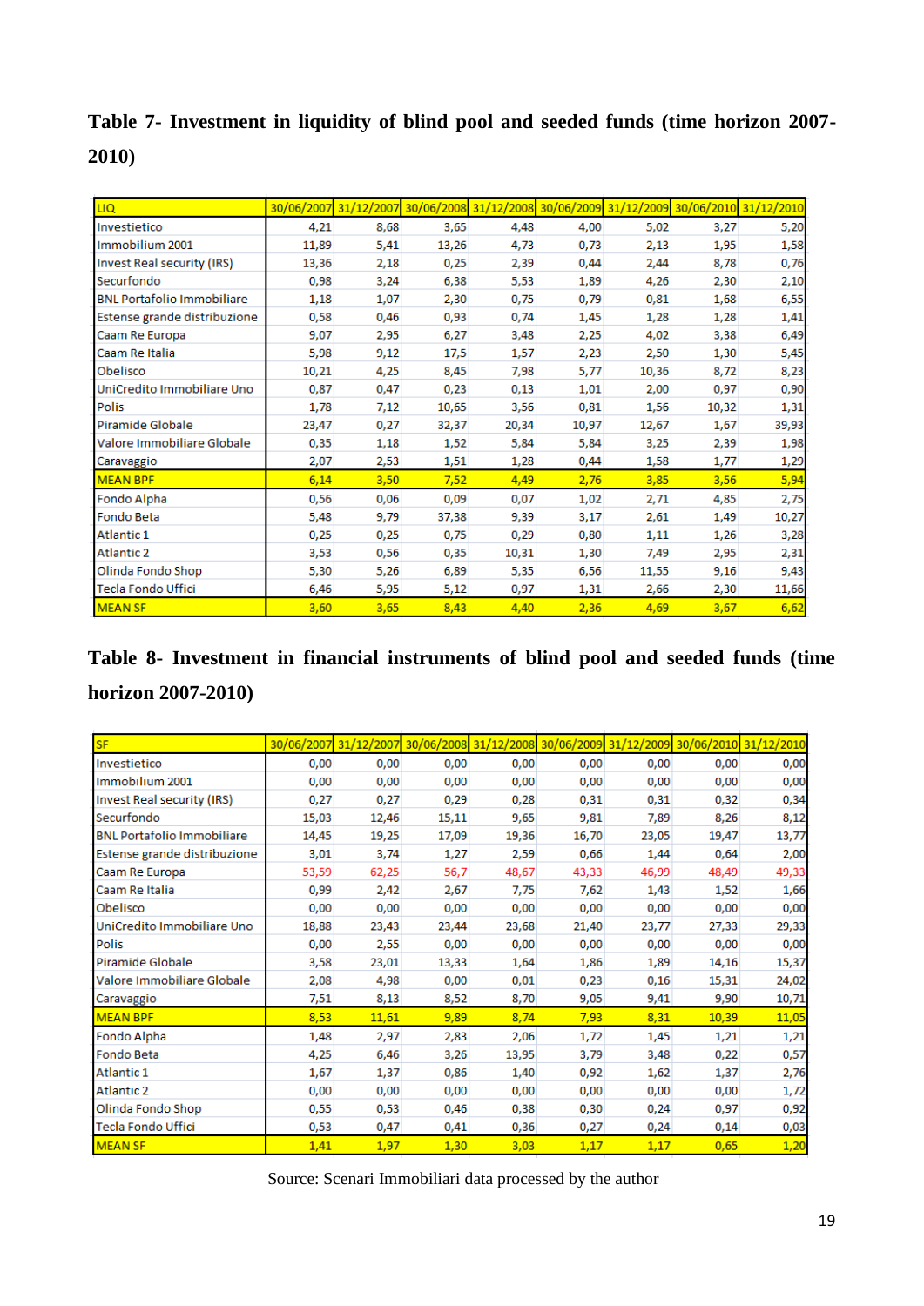**Table 7- Investment in liquidity of blind pool and seeded funds (time horizon 2007-2010)**

| LIQ | 30/06/2007 | 31/12/2007 | 30/06/2008 | 31/12/2008 | 30/06/2009 | 31/12/2009 | 30/06/2010 | 31/12/2010 |
|---|---|---|---|---|---|---|---|---|
| Investietico | 4,21 | 8,68 | 3,65 | 4,48 | 4,00 | 5,02 | 3,27 | 5,20 |
| Immobilium 2001 | 11,89 | 5,41 | 13,26 | 4,73 | 0,73 | 2,13 | 1,95 | 1,58 |
| Invest Real security (IRS) | 13,36 | 2,18 | 0,25 | 2,39 | 0,44 | 2,44 | 8,78 | 0,76 |
| Securfondo | 0,98 | 3,24 | 6,38 | 5,53 | 1,89 | 4,26 | 2,30 | 2,10 |
| BNL Portafolio Immobiliare | 1,18 | 1,07 | 2,30 | 0,75 | 0,79 | 0,81 | 1,68 | 6,55 |
| Estense grande distribuzione | 0,58 | 0,46 | 0,93 | 0,74 | 1,45 | 1,28 | 1,28 | 1,41 |
| Caam Re Europa | 9,07 | 2,95 | 6,27 | 3,48 | 2,25 | 4,02 | 3,38 | 6,49 |
| Caam Re Italia | 5,98 | 9,12 | 17,5 | 1,57 | 2,23 | 2,50 | 1,30 | 5,45 |
| Obelisco | 10,21 | 4,25 | 8,45 | 7,98 | 5,77 | 10,36 | 8,72 | 8,23 |
| UniCredito Immobiliare Uno | 0,87 | 0,47 | 0,23 | 0,13 | 1,01 | 2,00 | 0,97 | 0,90 |
| Polis | 1,78 | 7,12 | 10,65 | 3,56 | 0,81 | 1,56 | 10,32 | 1,31 |
| Piramide Globale | 23,47 | 0,27 | 32,37 | 20,34 | 10,97 | 12,67 | 1,67 | 39,93 |
| Valore Immobiliare Globale | 0,35 | 1,18 | 1,52 | 5,84 | 5,84 | 3,25 | 2,39 | 1,98 |
| Caravaggio | 2,07 | 2,53 | 1,51 | 1,28 | 0,44 | 1,58 | 1,77 | 1,29 |
| MEAN BPF | 6,14 | 3,50 | 7,52 | 4,49 | 2,76 | 3,85 | 3,56 | 5,94 |
| Fondo Alpha | 0,56 | 0,06 | 0,09 | 0,07 | 1,02 | 2,71 | 4,85 | 2,75 |
| Fondo Beta | 5,48 | 9,79 | 37,38 | 9,39 | 3,17 | 2,61 | 1,49 | 10,27 |
| Atlantic 1 | 0,25 | 0,25 | 0,75 | 0,29 | 0,80 | 1,11 | 1,26 | 3,28 |
| Atlantic 2 | 3,53 | 0,56 | 0,35 | 10,31 | 1,30 | 7,49 | 2,95 | 2,31 |
| Olinda Fondo Shop | 5,30 | 5,26 | 6,89 | 5,35 | 6,56 | 11,55 | 9,16 | 9,43 |
| Tecla Fondo Uffici | 6,46 | 5,95 | 5,12 | 0,97 | 1,31 | 2,66 | 2,30 | 11,66 |
| MEAN SF | 3,60 | 3,65 | 8,43 | 4,40 | 2,36 | 4,69 | 3,67 | 6,62 |

**Table 8- Investment in financial instruments of blind pool and seeded funds (time horizon 2007-2010)**

| SF | 30/06/2007 | 31/12/2007 | 30/06/2008 | 31/12/2008 | 30/06/2009 | 31/12/2009 | 30/06/2010 | 31/12/2010 |
|---|---|---|---|---|---|---|---|---|
| Investietico | 0,00 | 0,00 | 0,00 | 0,00 | 0,00 | 0,00 | 0,00 | 0,00 |
| Immobilium 2001 | 0,00 | 0,00 | 0,00 | 0,00 | 0,00 | 0,00 | 0,00 | 0,00 |
| Invest Real security (IRS) | 0,27 | 0,27 | 0,29 | 0,28 | 0,31 | 0,31 | 0,32 | 0,34 |
| Securfondo | 15,03 | 12,46 | 15,11 | 9,65 | 9,81 | 7,89 | 8,26 | 8,12 |
| BNL Portafolio Immobiliare | 14,45 | 19,25 | 17,09 | 19,36 | 16,70 | 23,05 | 19,47 | 13,77 |
| Estense grande distribuzione | 3,01 | 3,74 | 1,27 | 2,59 | 0,66 | 1,44 | 0,64 | 2,00 |
| Caam Re Europa | 53,59 | 62,25 | 56,7 | 48,67 | 43,33 | 46,99 | 48,49 | 49,33 |
| Caam Re Italia | 0,99 | 2,42 | 2,67 | 7,75 | 7,62 | 1,43 | 1,52 | 1,66 |
| Obelisco | 0,00 | 0,00 | 0,00 | 0,00 | 0,00 | 0,00 | 0,00 | 0,00 |
| UniCredito Immobiliare Uno | 18,88 | 23,43 | 23,44 | 23,68 | 21,40 | 23,77 | 27,33 | 29,33 |
| Polis | 0,00 | 2,55 | 0,00 | 0,00 | 0,00 | 0,00 | 0,00 | 0,00 |
| Piramide Globale | 3,58 | 23,01 | 13,33 | 1,64 | 1,86 | 1,89 | 14,16 | 15,37 |
| Valore Immobiliare Globale | 2,08 | 4,98 | 0,00 | 0,01 | 0,23 | 0,16 | 15,31 | 24,02 |
| Caravaggio | 7,51 | 8,13 | 8,52 | 8,70 | 9,05 | 9,41 | 9,90 | 10,71 |
| MEAN BPF | 8,53 | 11,61 | 9,89 | 8,74 | 7,93 | 8,31 | 10,39 | 11,05 |
| Fondo Alpha | 1,48 | 2,97 | 2,83 | 2,06 | 1,72 | 1,45 | 1,21 | 1,21 |
| Fondo Beta | 4,25 | 6,46 | 3,26 | 13,95 | 3,79 | 3,48 | 0,22 | 0,57 |
| Atlantic 1 | 1,67 | 1,37 | 0,86 | 1,40 | 0,92 | 1,62 | 1,37 | 2,76 |
| Atlantic 2 | 0,00 | 0,00 | 0,00 | 0,00 | 0,00 | 0,00 | 0,00 | 1,72 |
| Olinda Fondo Shop | 0,55 | 0,53 | 0,46 | 0,38 | 0,30 | 0,24 | 0,97 | 0,92 |
| Tecla Fondo Uffici | 0,53 | 0,47 | 0,41 | 0,36 | 0,27 | 0,24 | 0,14 | 0,03 |
| MEAN SF | 1,41 | 1,97 | 1,30 | 3,03 | 1,17 | 1,17 | 0,65 | 1,20 |

Source: Scenari Immobiliari data processed by the author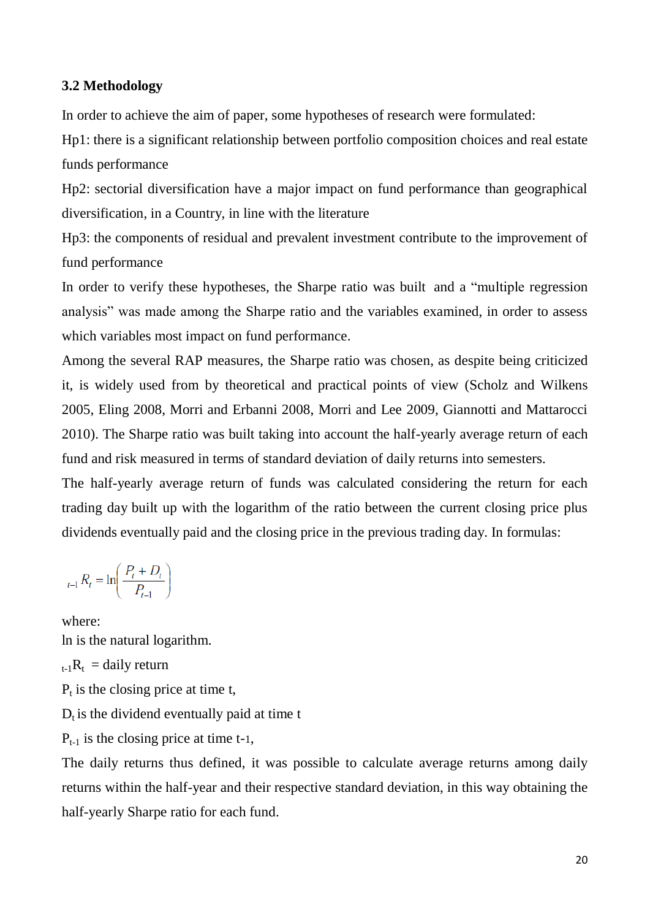### 3.2 Methodology

In order to achieve the aim of paper, some hypotheses of research were formulated:

Hp1: there is a significant relationship between portfolio composition choices and real estate funds performance

Hp2: sectorial diversification have a major impact on fund performance than geographical diversification, in a Country, in line with the literature

Hp3: the components of residual and prevalent investment contribute to the improvement of fund performance

In order to verify these hypotheses, the Sharpe ratio was built and a "multiple regression analysis" was made among the Sharpe ratio and the variables examined, in order to assess which variables most impact on fund performance.

Among the several RAP measures, the Sharpe ratio was chosen, as despite being criticized it, is widely used from by theoretical and practical points of view (Scholz and Wilkens 2005, Eling 2008, Morri and Erbanni 2008, Morri and Lee 2009, Giannotti and Mattarocci 2010). The Sharpe ratio was built taking into account the half-yearly average return of each fund and risk measured in terms of standard deviation of daily returns into semesters.

The half-yearly average return of funds was calculated considering the return for each trading day built up with the logarithm of the ratio between the current closing price plus dividends eventually paid and the closing price in the previous trading day. In formulas:

$$_{t-1}R_t = \ln\left(\frac{P_t + D_t}{P_{t-1}}\right)$$

where:

ln is the natural logarithm.

$_{t-1}R_t$ = daily return

$P_t$ is the closing price at time t,

$D_t$ is the dividend eventually paid at time t

$P_{t-1}$ is the closing price at time t-1,

The daily returns thus defined, it was possible to calculate average returns among daily returns within the half-year and their respective standard deviation, in this way obtaining the half-yearly Sharpe ratio for each fund.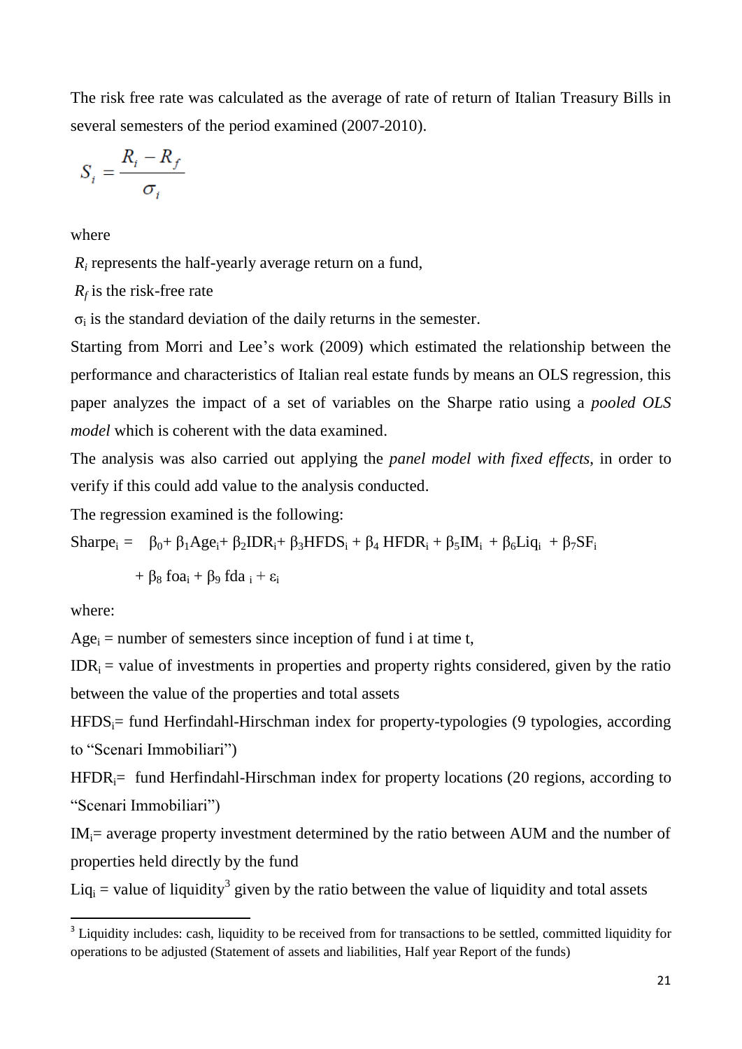The risk free rate was calculated as the average of rate of return of Italian Treasury Bills in several semesters of the period examined (2007-2010).

$$S_i = \frac{R_i - R_f}{\sigma_i}$$

where

$R_i$ represents the half-yearly average return on a fund,

$R_f$ is the risk-free rate

$\sigma_i$ is the standard deviation of the daily returns in the semester.

Starting from Morri and Lee's work (2009) which estimated the relationship between the performance and characteristics of Italian real estate funds by means an OLS regression, this paper analyzes the impact of a set of variables on the Sharpe ratio using a *pooled OLS model* which is coherent with the data examined.

The analysis was also carried out applying the *panel model with fixed effects*, in order to verify if this could add value to the analysis conducted.

The regression examined is the following:

$$Sharpe_i = \beta_0 + \beta_1 Age_i + \beta_2 IDR_i + \beta_3 HFDS_i + \beta_4 HFDR_i + \beta_5 IM_i + \beta_6 Liq_i + \beta_7 SF_i + \beta_8 foa_i + \beta_9 fda_i + \varepsilon_i$$

where:

$Age_i$ = number of semesters since inception of fund i at time t,

$IDR_i$ = value of investments in properties and property rights considered, given by the ratio between the value of the properties and total assets

$HFDS_i$= fund Herfindahl-Hirschman index for property-typologies (9 typologies, according to "Scenari Immobiliari")

$HFDR_i$= fund Herfindahl-Hirschman index for property locations (20 regions, according to "Scenari Immobiliari")

$IM_i$= average property investment determined by the ratio between AUM and the number of properties held directly by the fund

$Liq_i$ = value of liquidity[3] given by the ratio between the value of liquidity and total assets

[3] Liquidity includes: cash, liquidity to be received from for transactions to be settled, committed liquidity for operations to be adjusted (Statement of assets and liabilities, Half year Report of the funds)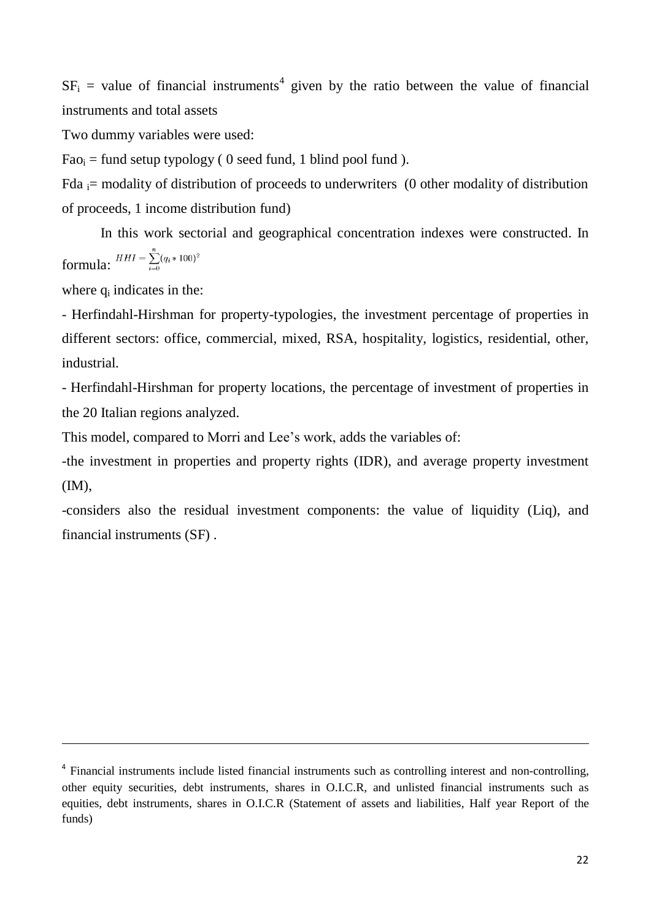$SF_i$ = value of financial instruments[4] given by the ratio between the value of financial instruments and total assets

Two dummy variables were used:

$Fao_i$ = fund setup typology ( 0 seed fund, 1 blind pool fund ).

$Fda_i$ = modality of distribution of proceeds to underwriters (0 other modality of distribution of proceeds, 1 income distribution fund)

In this work sectorial and geographical concentration indexes were constructed. In formula: $HHI = \sum_{i=0}^{n}(q_i * 100)^2$

where $q_i$ indicates in the:

- Herfindahl-Hirshman for property-typologies, the investment percentage of properties in different sectors: office, commercial, mixed, RSA, hospitality, logistics, residential, other, industrial.
- Herfindahl-Hirshman for property locations, the percentage of investment of properties in the 20 Italian regions analyzed.

This model, compared to Morri and Lee's work, adds the variables of:

-the investment in properties and property rights (IDR), and average property investment (IM),

-considers also the residual investment components: the value of liquidity (Liq), and financial instruments (SF) .

[4] Financial instruments include listed financial instruments such as controlling interest and non-controlling, other equity securities, debt instruments, shares in O.I.C.R, and unlisted financial instruments such as equities, debt instruments, shares in O.I.C.R (Statement of assets and liabilities, Half year Report of the funds)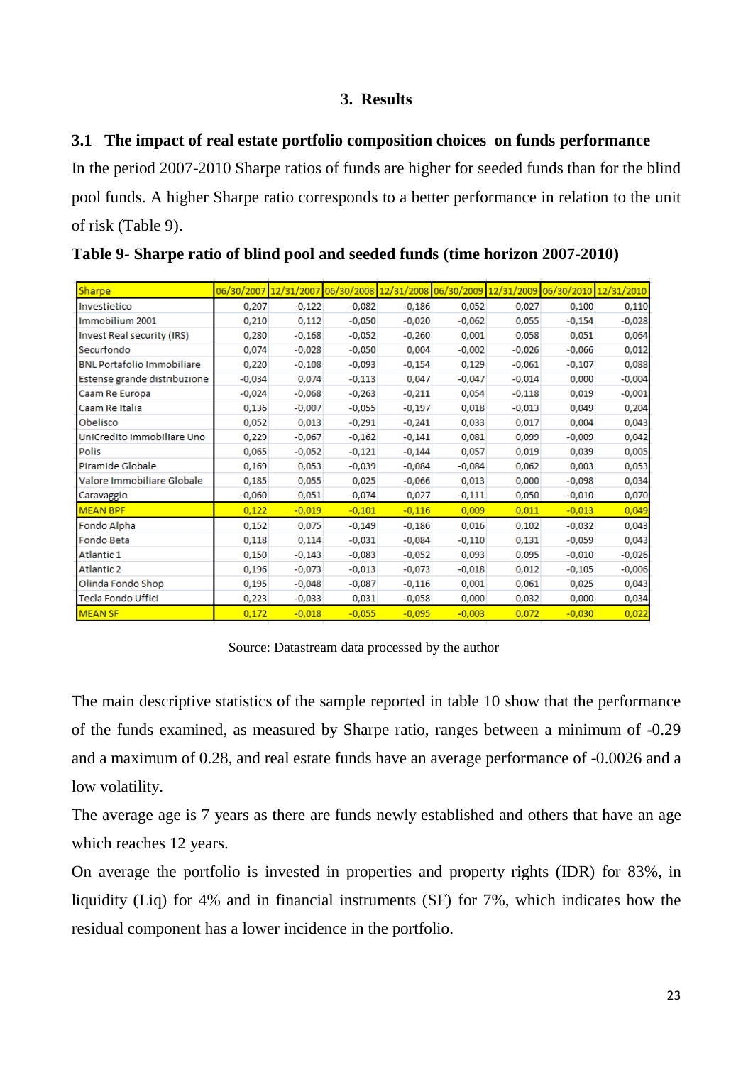## 3. Results

### 3.1 The impact of real estate portfolio composition choices on funds performance

In the period 2007-2010 Sharpe ratios of funds are higher for seeded funds than for the blind pool funds. A higher Sharpe ratio corresponds to a better performance in relation to the unit of risk (Table 9).

**Table 9- Sharpe ratio of blind pool and seeded funds (time horizon 2007-2010)**

| Sharpe | 06/30/2007 | 12/31/2007 | 06/30/2008 | 12/31/2008 | 06/30/2009 | 12/31/2009 | 06/30/2010 | 12/31/2010 |
|---|---|---|---|---|---|---|---|---|
| Investietico | 0,207 | -0,122 | -0,082 | -0,186 | 0,052 | 0,027 | 0,100 | 0,110 |
| Immobilium 2001 | 0,210 | 0,112 | -0,050 | -0,020 | -0,062 | 0,055 | -0,154 | -0,028 |
| Invest Real security (IRS) | 0,280 | -0,168 | -0,052 | -0,260 | 0,001 | 0,058 | 0,051 | 0,064 |
| Securfondo | 0,074 | -0,028 | -0,050 | 0,004 | -0,002 | -0,026 | -0,066 | 0,012 |
| BNL Portafolio Immobiliare | 0,220 | -0,108 | -0,093 | -0,154 | 0,129 | -0,061 | -0,107 | 0,088 |
| Estense grande distribuzione | -0,034 | 0,074 | -0,113 | 0,047 | -0,047 | -0,014 | 0,000 | -0,004 |
| Caam Re Europa | -0,024 | -0,068 | -0,263 | -0,211 | 0,054 | -0,118 | 0,019 | -0,001 |
| Caam Re Italia | 0,136 | -0,007 | -0,055 | -0,197 | 0,018 | -0,013 | 0,049 | 0,204 |
| Obelisco | 0,052 | 0,013 | -0,291 | -0,241 | 0,033 | 0,017 | 0,004 | 0,043 |
| UniCredito Immobiliare Uno | 0,229 | -0,067 | -0,162 | -0,141 | 0,081 | 0,099 | -0,009 | 0,042 |
| Polis | 0,065 | -0,052 | -0,121 | -0,144 | 0,057 | 0,019 | 0,039 | 0,005 |
| Piramide Globale | 0,169 | 0,053 | -0,039 | -0,084 | -0,084 | 0,062 | 0,003 | 0,053 |
| Valore Immobiliare Globale | 0,185 | 0,055 | 0,025 | -0,066 | 0,013 | 0,000 | -0,098 | 0,034 |
| Caravaggio | -0,060 | 0,051 | -0,074 | 0,027 | -0,111 | 0,050 | -0,010 | 0,070 |
| MEAN BPF | 0,122 | -0,019 | -0,101 | -0,116 | 0,009 | 0,011 | -0,013 | 0,049 |
| Fondo Alpha | 0,152 | 0,075 | -0,149 | -0,186 | 0,016 | 0,102 | -0,032 | 0,043 |
| Fondo Beta | 0,118 | 0,114 | -0,031 | -0,084 | -0,110 | 0,131 | -0,059 | 0,043 |
| Atlantic 1 | 0,150 | -0,143 | -0,083 | -0,052 | 0,093 | 0,095 | -0,010 | -0,026 |
| Atlantic 2 | 0,196 | -0,073 | -0,013 | -0,073 | -0,018 | 0,012 | -0,105 | -0,006 |
| Olinda Fondo Shop | 0,195 | -0,048 | -0,087 | -0,116 | 0,001 | 0,061 | 0,025 | 0,043 |
| Tecla Fondo Uffici | 0,223 | -0,033 | 0,031 | -0,058 | 0,000 | 0,032 | 0,000 | 0,034 |
| MEAN SF | 0,172 | -0,018 | -0,055 | -0,095 | -0,003 | 0,072 | -0,030 | 0,022 |

Source: Datastream data processed by the author

The main descriptive statistics of the sample reported in table 10 show that the performance of the funds examined, as measured by Sharpe ratio, ranges between a minimum of -0.29 and a maximum of 0.28, and real estate funds have an average performance of -0.0026 and a low volatility.

The average age is 7 years as there are funds newly established and others that have an age which reaches 12 years.

On average the portfolio is invested in properties and property rights (IDR) for 83%, in liquidity (Liq) for 4% and in financial instruments (SF) for 7%, which indicates how the residual component has a lower incidence in the portfolio.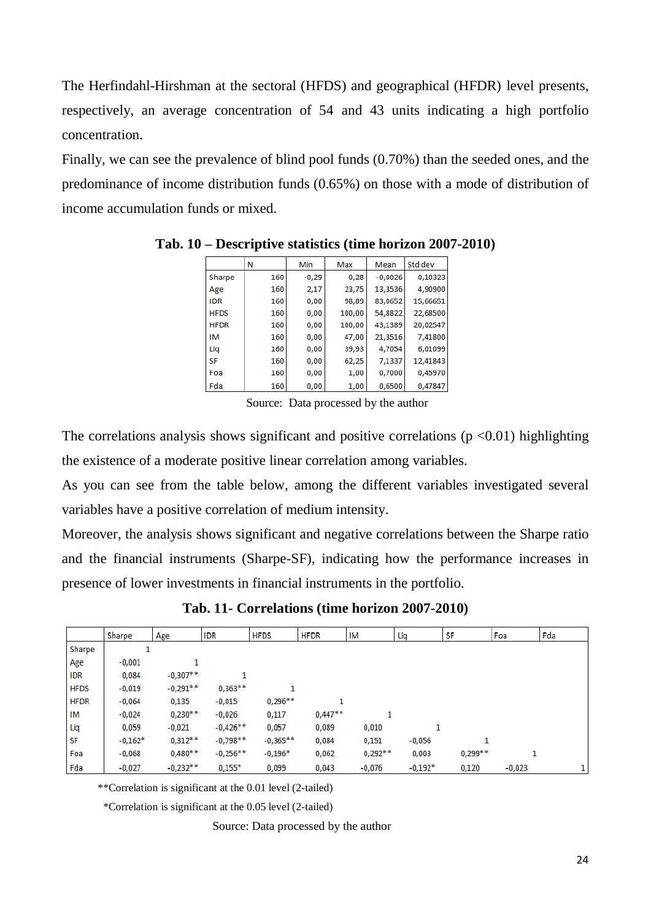The Herfindahl-Hirshman at the sectoral (HFDS) and geographical (HFDR) level presents, respectively, an average concentration of 54 and 43 units indicating a high portfolio concentration.

Finally, we can see the prevalence of blind pool funds (0.70%) than the seeded ones, and the predominance of income distribution funds (0.65%) on those with a mode of distribution of income accumulation funds or mixed.

**Tab. 10 – Descriptive statistics (time horizon 2007-2010)**

| | N | Min | Max | Mean | Std dev |
|---|---|---|---|---|---|
| Sharpe | 160 | -0,29 | 0,28 | -0,0026 | 0,10323 |
| Age | 160 | 2,17 | 23,75 | 13,3536 | 4,90900 |
| IDR | 160 | 0,00 | 98,89 | 83,0652 | 15,66651 |
| HFDS | 160 | 0,00 | 100,00 | 54,8822 | 22,68500 |
| HFDR | 160 | 0,00 | 100,00 | 43,1389 | 20,02547 |
| IM | 160 | 0,00 | 47,00 | 21,3516 | 7,41800 |
| Liq | 160 | 0,00 | 39,93 | 4,7054 | 6,01099 |
| SF | 160 | 0,00 | 62,25 | 7,1337 | 12,41843 |
| Foa | 160 | 0,00 | 1,00 | 0,7000 | 0,45970 |
| Fda | 160 | 0,00 | 1,00 | 0,6500 | 0,47847 |

Source: Data processed by the author

The correlations analysis shows significant and positive correlations ($p < 0.01$) highlighting the existence of a moderate positive linear correlation among variables.

As you can see from the table below, among the different variables investigated several variables have a positive correlation of medium intensity.

Moreover, the analysis shows significant and negative correlations between the Sharpe ratio and the financial instruments (Sharpe-SF), indicating how the performance increases in presence of lower investments in financial instruments in the portfolio.

**Tab. 11- Correlations (time horizon 2007-2010)**

| | Sharpe | Age | IDR | HFDS | HFDR | IM | Liq | SF | Foa | Fda |
|---|---|---|---|---|---|---|---|---|---|---|
| Sharpe | 1 | | | | | | | | | |
| Age | -0,001 | 1 | | | | | | | | |
| IDR | 0,084 | -0,307** | 1 | | | | | | | |
| HFDS | -0,019 | -0,291** | 0,363** | 1 | | | | | | |
| HFDR | -0,064 | 0,135 | -0,015 | 0,296** | 1 | | | | | |
| IM | -0,024 | 0,230** | -0,026 | 0,117 | 0,447** | 1 | | | | |
| Liq | 0,059 | -0,021 | -0,426** | 0,057 | 0,089 | 0,010 | 1 | | | |
| SF | -0,162* | 0,312** | -0,798** | -0,365** | 0,084 | 0,151 | -0,056 | 1 | | |
| Foa | -0,068 | 0,480** | -0,256** | -0,196* | 0,062 | 0,292** | 0,003 | 0,299** | 1 | |
| Fda | -0,027 | -0,232** | 0,155* | 0,099 | 0,043 | -0,076 | -0,192* | 0,120 | -0,023 | 1 |

**Correlation is significant at the 0.01 level (2-tailed)

*Correlation is significant at the 0.05 level (2-tailed)

Source: Data processed by the author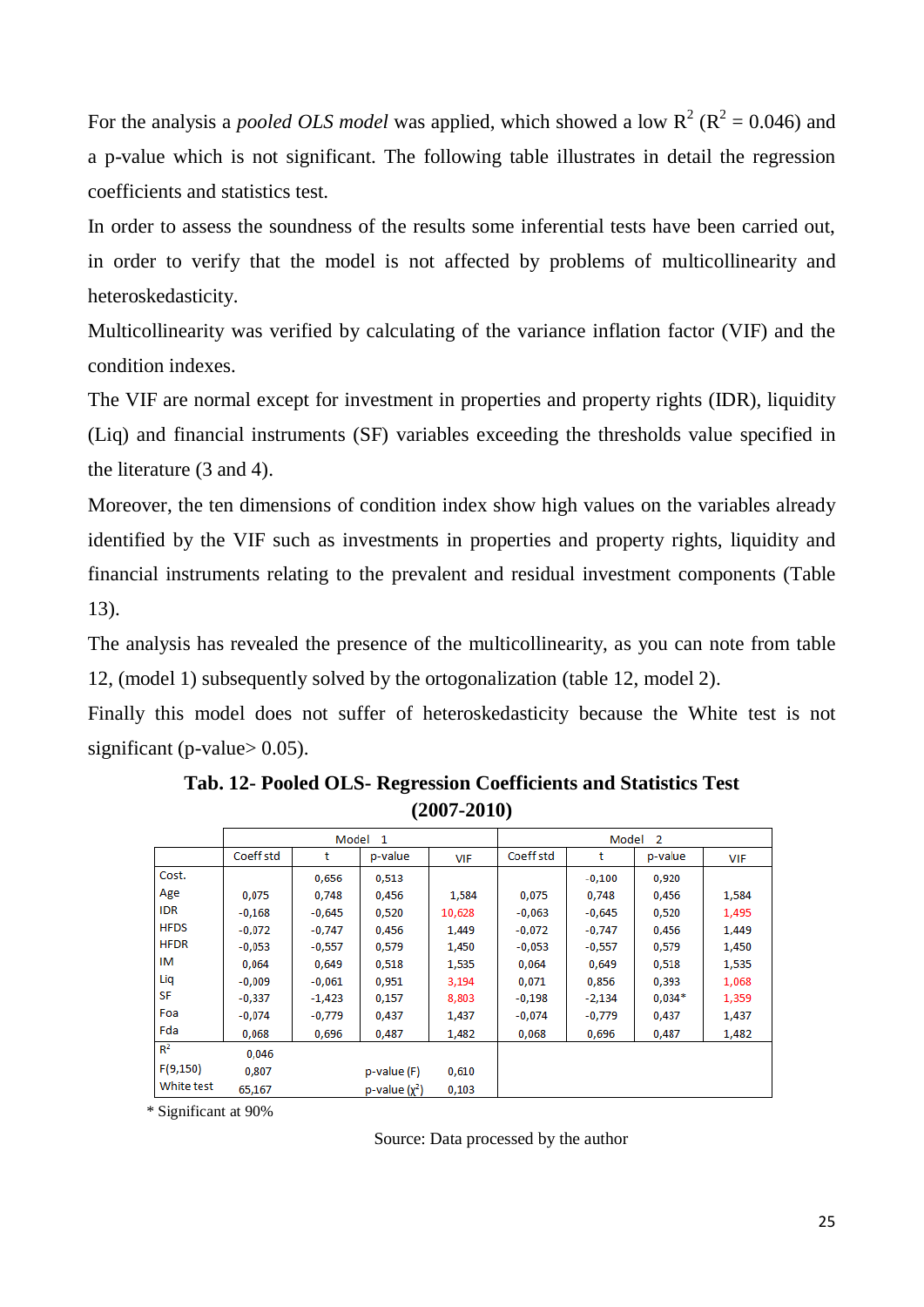For the analysis a *pooled OLS model* was applied, which showed a low $R^2$ ($R^2 = 0.046$) and a p-value which is not significant. The following table illustrates in detail the regression coefficients and statistics test.

In order to assess the soundness of the results some inferential tests have been carried out, in order to verify that the model is not affected by problems of multicollinearity and heteroskedasticity.

Multicollinearity was verified by calculating of the variance inflation factor (VIF) and the condition indexes.

The VIF are normal except for investment in properties and property rights (IDR), liquidity (Liq) and financial instruments (SF) variables exceeding the thresholds value specified in the literature (3 and 4).

Moreover, the ten dimensions of condition index show high values on the variables already identified by the VIF such as investments in properties and property rights, liquidity and financial instruments relating to the prevalent and residual investment components (Table 13).

The analysis has revealed the presence of the multicollinearity, as you can note from table 12, (model 1) subsequently solved by the ortogonalization (table 12, model 2).

Finally this model does not suffer of heteroskedasticity because the White test is not significant (p-value> 0.05).

**Tab. 12- Pooled OLS- Regression Coefficients and Statistics Test (2007-2010)**

| | Model 1 | | | | Model 2 | | | |
|---|---|---|---|---|---|---|---|---|
| | Coeff std | t | p-value | VIF | Coeff std | t | p-value | VIF |
| Cost. | | 0,656 | 0,513 | | | -0,100 | 0,920 | |
| Age | 0,075 | 0,748 | 0,456 | 1,584 | 0,075 | 0,748 | 0,456 | 1,584 |
| IDR | -0,168 | -0,645 | 0,520 | 10,628 | -0,063 | -0,645 | 0,520 | 1,495 |
| HFDS | -0,072 | -0,747 | 0,456 | 1,449 | -0,072 | -0,747 | 0,456 | 1,449 |
| HFDR | -0,053 | -0,557 | 0,579 | 1,450 | -0,053 | -0,557 | 0,579 | 1,450 |
| IM | 0,064 | 0,649 | 0,518 | 1,535 | 0,064 | 0,649 | 0,518 | 1,535 |
| Liq | -0,009 | -0,061 | 0,951 | 3,194 | 0,071 | 0,856 | 0,393 | 1,068 |
| SF | -0,337 | -1,423 | 0,157 | 8,803 | -0,198 | -2,134 | 0,034* | 1,359 |
| Foa | -0,074 | -0,779 | 0,437 | 1,437 | -0,074 | -0,779 | 0,437 | 1,437 |
| Fda | 0,068 | 0,696 | 0,487 | 1,482 | 0,068 | 0,696 | 0,487 | 1,482 |
| $R^2$ | 0,046 | | | | | | | |
| F(9,150) | 0,807 | | p-value (F) | 0,610 | | | | |
| White test | 65,167 | | p-value ($\chi^2$) | 0,103 | | | | |

\* Significant at 90%

Source: Data processed by the author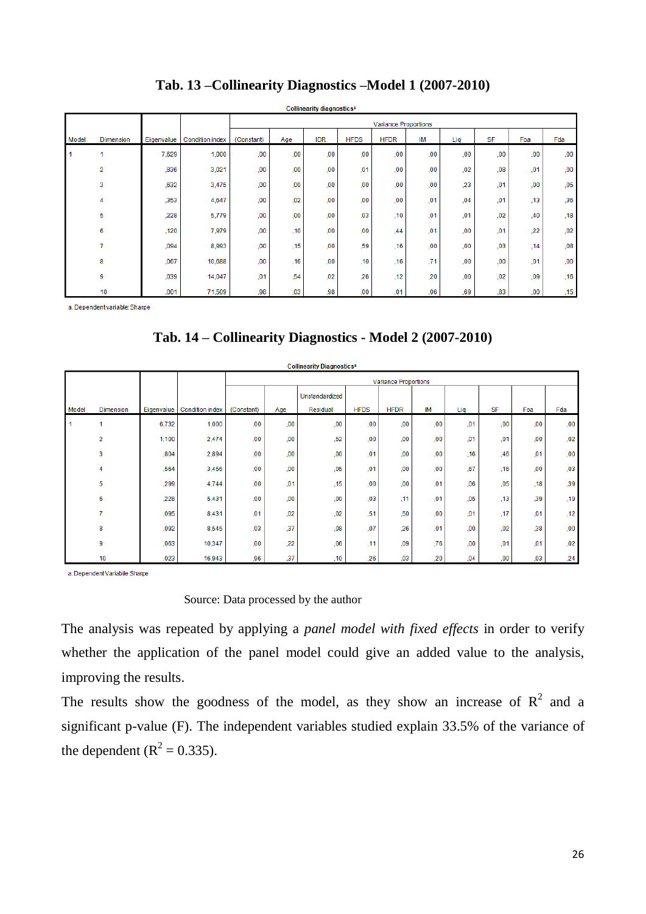**Tab. 13 –Collinearity Diagnostics –Model 1 (2007-2010)**

Collinearity diagnostics[a]

| Model | Dimension | Eigenvalue | Condition index | Variance Proportions | | | | | | | | | |
|---|---|---|---|---|---|---|---|---|---|---|---|---|---|
| | | | | (Constant) | Age | IDR | HFDS | HFDR | IM | Liq | SF | Foa | Fda |
| 1 | 1 | 7,629 | 1,000 | ,00 | ,00 | ,00 | ,00 | ,00 | ,00 | ,00 | ,00 | ,00 | ,00 |
| | 2 | ,836 | 3,021 | ,00 | ,00 | ,00 | ,01 | ,00 | ,00 | ,02 | ,08 | ,01 | ,00 |
| | 3 | ,632 | 3,475 | ,00 | ,00 | ,00 | ,00 | ,00 | ,00 | ,23 | ,01 | ,00 | ,05 |
| | 4 | ,353 | 4,647 | ,00 | ,02 | ,00 | ,00 | ,00 | ,01 | ,04 | ,01 | ,13 | ,36 |
| | 5 | ,228 | 5,779 | ,00 | ,00 | ,00 | ,03 | ,10 | ,01 | ,01 | ,02 | ,40 | ,18 |
| | 6 | ,120 | 7,979 | ,00 | ,10 | ,00 | ,00 | ,44 | ,01 | ,00 | ,01 | ,22 | ,02 |
| | 7 | ,094 | 8,993 | ,00 | ,15 | ,00 | ,59 | ,16 | ,00 | ,00 | ,03 | ,14 | ,08 |
| | 8 | ,067 | 10,688 | ,00 | ,16 | ,00 | ,10 | ,16 | ,71 | ,00 | ,00 | ,01 | ,00 |
| | 9 | ,039 | 14,047 | ,01 | ,54 | ,02 | ,26 | ,12 | ,20 | ,00 | ,02 | ,09 | ,16 |
| | 10 | ,001 | 71,509 | ,98 | ,03 | ,98 | ,00 | ,01 | ,06 | ,69 | ,83 | ,00 | ,15 |

a. Dependent variable: Sharpe

**Tab. 14 – Collinearity Diagnostics - Model 2 (2007-2010)**

Collinearity Diagnostics[a]

| Model | Dimension | Eigenvalue | Condition index | Variance Proportions | | | | | | | | | |
|---|---|---|---|---|---|---|---|---|---|---|---|---|---|
| | | | | (Constant) | Age | Unstandardized Residual | HFDS | HFDR | IM | Liq | SF | Foa | Fda |
| 1 | 1 | 6,732 | 1,000 | ,00 | ,00 | ,00 | ,00 | ,00 | ,00 | ,01 | ,00 | ,00 | ,00 |
| | 2 | 1,100 | 2,474 | ,00 | ,00 | ,52 | ,00 | ,00 | ,00 | ,01 | ,01 | ,00 | ,02 |
| | 3 | ,804 | 2,894 | ,00 | ,00 | ,00 | ,01 | ,00 | ,00 | ,16 | ,46 | ,01 | ,00 |
| | 4 | ,564 | 3,456 | ,00 | ,00 | ,05 | ,01 | ,00 | ,00 | ,67 | ,16 | ,00 | ,03 |
| | 5 | ,299 | 4,744 | ,00 | ,01 | ,15 | ,00 | ,00 | ,01 | ,06 | ,05 | ,18 | ,39 |
| | 6 | ,228 | 5,431 | ,00 | ,00 | ,00 | ,03 | ,11 | ,01 | ,05 | ,13 | ,39 | ,19 |
| | 7 | ,095 | 8,431 | ,01 | ,02 | ,02 | ,51 | ,50 | ,00 | ,01 | ,17 | ,01 | ,12 |
| | 8 | ,092 | 8,545 | ,03 | ,37 | ,08 | ,07 | ,26 | ,01 | ,00 | ,02 | ,38 | ,00 |
| | 9 | ,063 | 10,347 | ,00 | ,22 | ,06 | ,11 | ,09 | ,76 | ,00 | ,01 | ,01 | ,02 |
| | 10 | ,023 | 16,943 | ,96 | ,37 | ,10 | ,26 | ,03 | ,20 | ,04 | ,00 | ,03 | ,24 |

a. Dependent Variabile Sharpe

Source: Data processed by the author

The analysis was repeated by applying a *panel model with fixed effects* in order to verify whether the application of the panel model could give an added value to the analysis, improving the results.

The results show the goodness of the model, as they show an increase of $R^2$ and a significant p-value (F). The independent variables studied explain 33.5% of the variance of the dependent ($R^2 = 0.335$).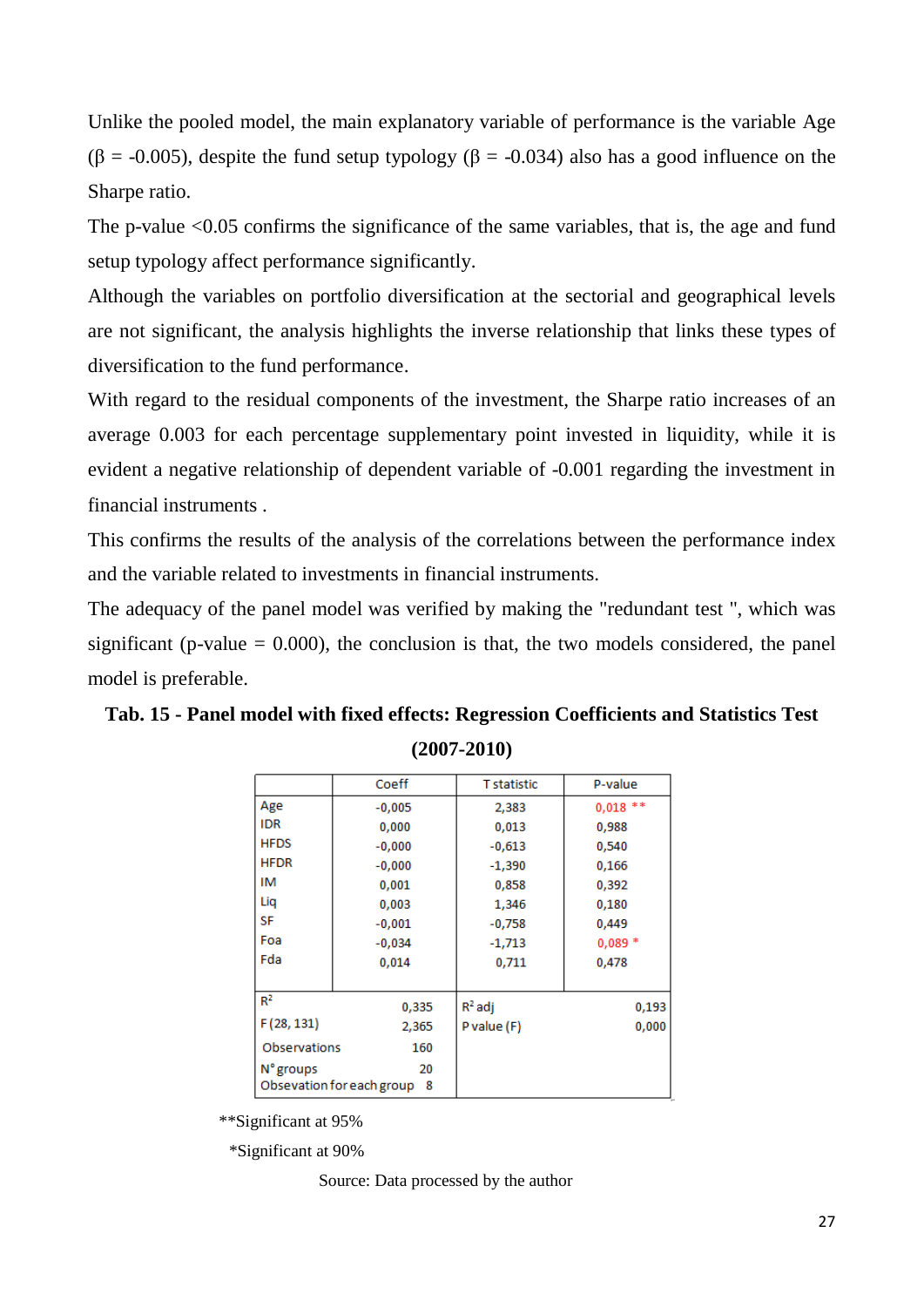Unlike the pooled model, the main explanatory variable of performance is the variable Age (β = -0.005), despite the fund setup typology (β = -0.034) also has a good influence on the Sharpe ratio.

The p-value <0.05 confirms the significance of the same variables, that is, the age and fund setup typology affect performance significantly.

Although the variables on portfolio diversification at the sectorial and geographical levels are not significant, the analysis highlights the inverse relationship that links these types of diversification to the fund performance.

With regard to the residual components of the investment, the Sharpe ratio increases of an average 0.003 for each percentage supplementary point invested in liquidity, while it is evident a negative relationship of dependent variable of -0.001 regarding the investment in financial instruments .

This confirms the results of the analysis of the correlations between the performance index and the variable related to investments in financial instruments.

The adequacy of the panel model was verified by making the "redundant test ", which was significant (p-value = 0.000), the conclusion is that, the two models considered, the panel model is preferable.

**Tab. 15 - Panel model with fixed effects: Regression Coefficients and Statistics Test (2007-2010)**

| | Coeff | T statistic | P-value |
|---|---|---|---|
| Age | -0,005 | 2,383 | 0,018 ** |
| IDR | 0,000 | 0,013 | 0,988 |
| HFDS | -0,000 | -0,613 | 0,540 |
| HFDR | -0,000 | -1,390 | 0,166 |
| IM | 0,001 | 0,858 | 0,392 |
| Liq | 0,003 | 1,346 | 0,180 |
| SF | -0,001 | -0,758 | 0,449 |
| Foa | -0,034 | -1,713 | 0,089 * |
| Fda | 0,014 | 0,711 | 0,478 |
| $R^2$ | 0,335 | $R^2$ adj | 0,193 |
| F (28, 131) | 2,365 | P value (F) | 0,000 |
| Observations | 160 | | |
| N° groups | 20 | | |
| Obsevation for each group | 8 | | |

**Significant at 95%

*Significant at 90%

Source: Data processed by the author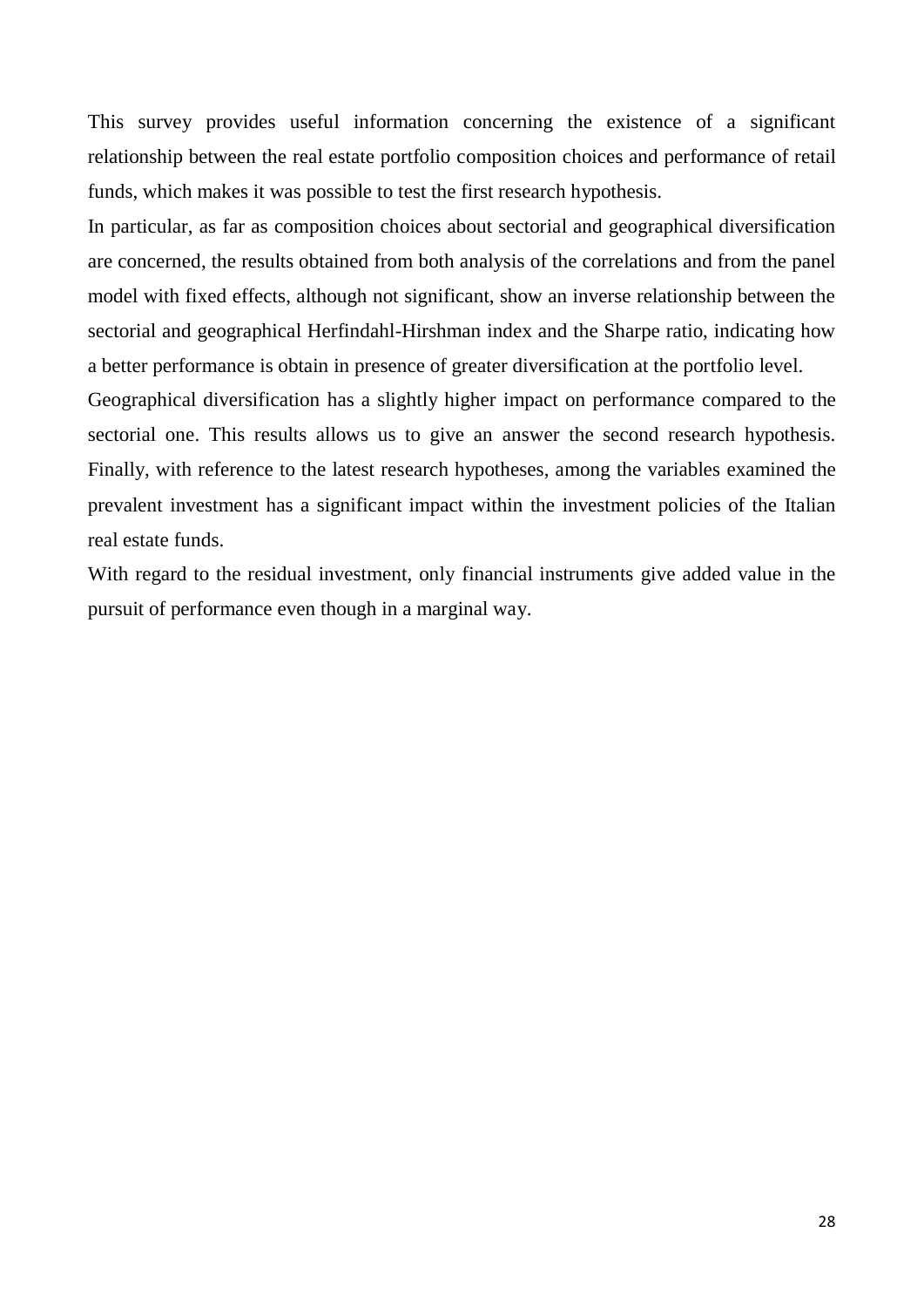This survey provides useful information concerning the existence of a significant relationship between the real estate portfolio composition choices and performance of retail funds, which makes it was possible to test the first research hypothesis.

In particular, as far as composition choices about sectorial and geographical diversification are concerned, the results obtained from both analysis of the correlations and from the panel model with fixed effects, although not significant, show an inverse relationship between the sectorial and geographical Herfindahl-Hirshman index and the Sharpe ratio, indicating how a better performance is obtain in presence of greater diversification at the portfolio level.

Geographical diversification has a slightly higher impact on performance compared to the sectorial one. This results allows us to give an answer the second research hypothesis. Finally, with reference to the latest research hypotheses, among the variables examined the prevalent investment has a significant impact within the investment policies of the Italian real estate funds.

With regard to the residual investment, only financial instruments give added value in the pursuit of performance even though in a marginal way.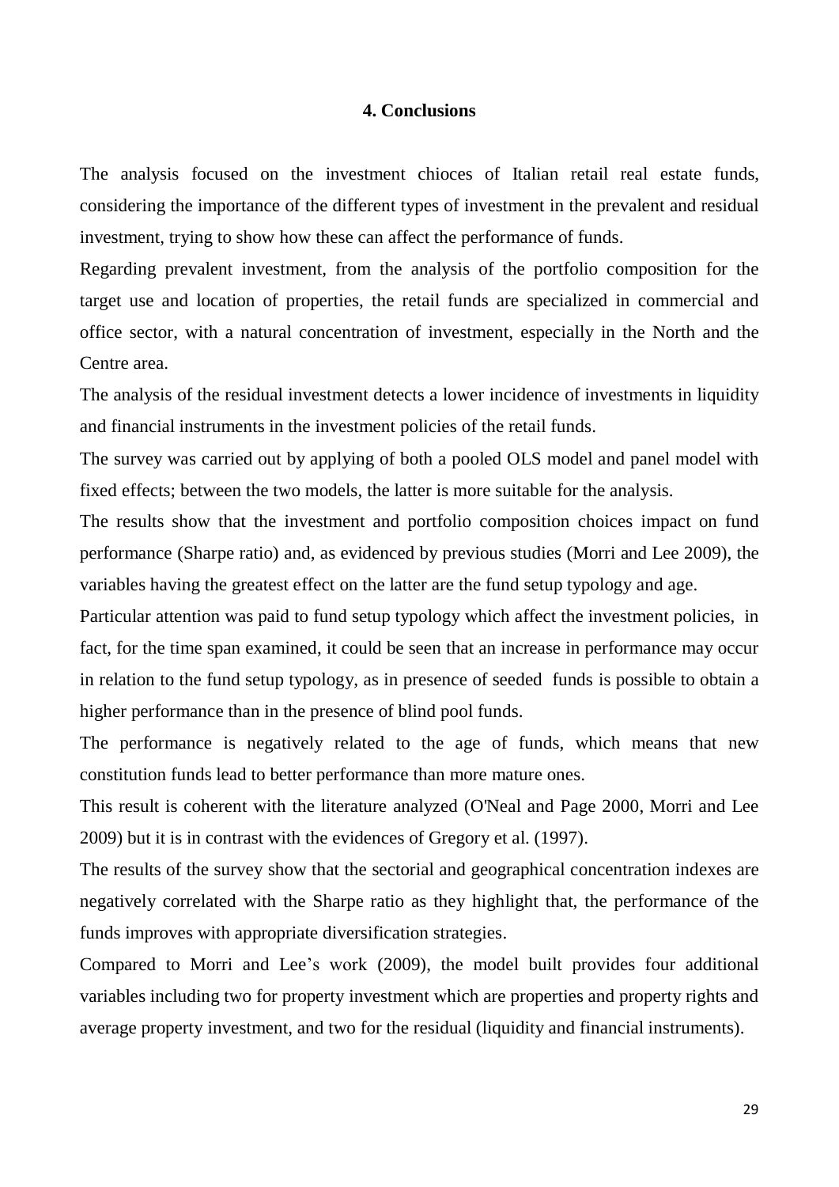## 4. Conclusions

The analysis focused on the investment chioces of Italian retail real estate funds, considering the importance of the different types of investment in the prevalent and residual investment, trying to show how these can affect the performance of funds.

Regarding prevalent investment, from the analysis of the portfolio composition for the target use and location of properties, the retail funds are specialized in commercial and office sector, with a natural concentration of investment, especially in the North and the Centre area.

The analysis of the residual investment detects a lower incidence of investments in liquidity and financial instruments in the investment policies of the retail funds.

The survey was carried out by applying of both a pooled OLS model and panel model with fixed effects; between the two models, the latter is more suitable for the analysis.

The results show that the investment and portfolio composition choices impact on fund performance (Sharpe ratio) and, as evidenced by previous studies (Morri and Lee 2009), the variables having the greatest effect on the latter are the fund setup typology and age.

Particular attention was paid to fund setup typology which affect the investment policies, in fact, for the time span examined, it could be seen that an increase in performance may occur in relation to the fund setup typology, as in presence of seeded funds is possible to obtain a higher performance than in the presence of blind pool funds.

The performance is negatively related to the age of funds, which means that new constitution funds lead to better performance than more mature ones.

This result is coherent with the literature analyzed (O'Neal and Page 2000, Morri and Lee 2009) but it is in contrast with the evidences of Gregory et al. (1997).

The results of the survey show that the sectorial and geographical concentration indexes are negatively correlated with the Sharpe ratio as they highlight that, the performance of the funds improves with appropriate diversification strategies.

Compared to Morri and Lee's work (2009), the model built provides four additional variables including two for property investment which are properties and property rights and average property investment, and two for the residual (liquidity and financial instruments).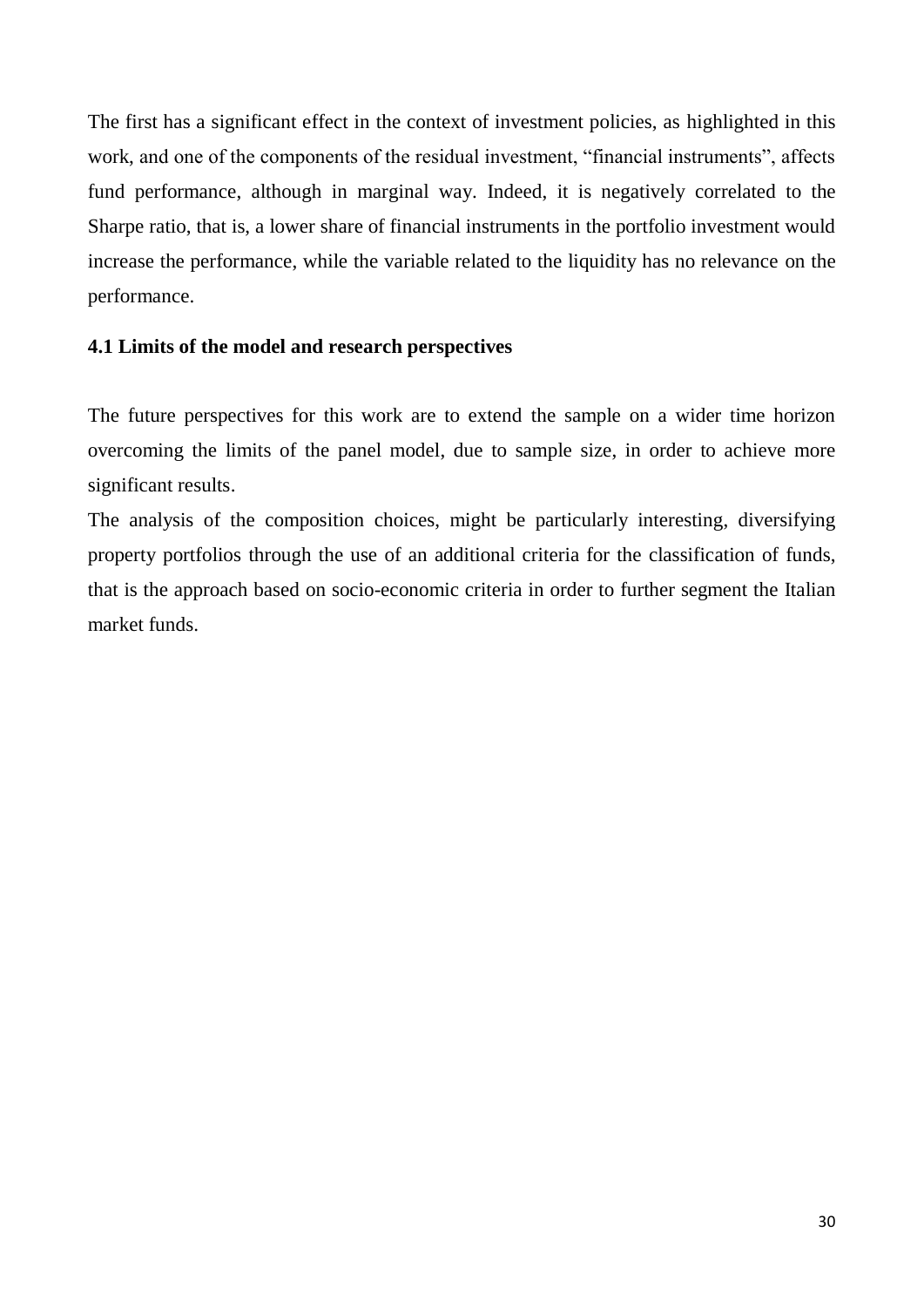The first has a significant effect in the context of investment policies, as highlighted in this work, and one of the components of the residual investment, "financial instruments", affects fund performance, although in marginal way. Indeed, it is negatively correlated to the Sharpe ratio, that is, a lower share of financial instruments in the portfolio investment would increase the performance, while the variable related to the liquidity has no relevance on the performance.

### 4.1 Limits of the model and research perspectives

The future perspectives for this work are to extend the sample on a wider time horizon overcoming the limits of the panel model, due to sample size, in order to achieve more significant results.

The analysis of the composition choices, might be particularly interesting, diversifying property portfolios through the use of an additional criteria for the classification of funds, that is the approach based on socio-economic criteria in order to further segment the Italian market funds.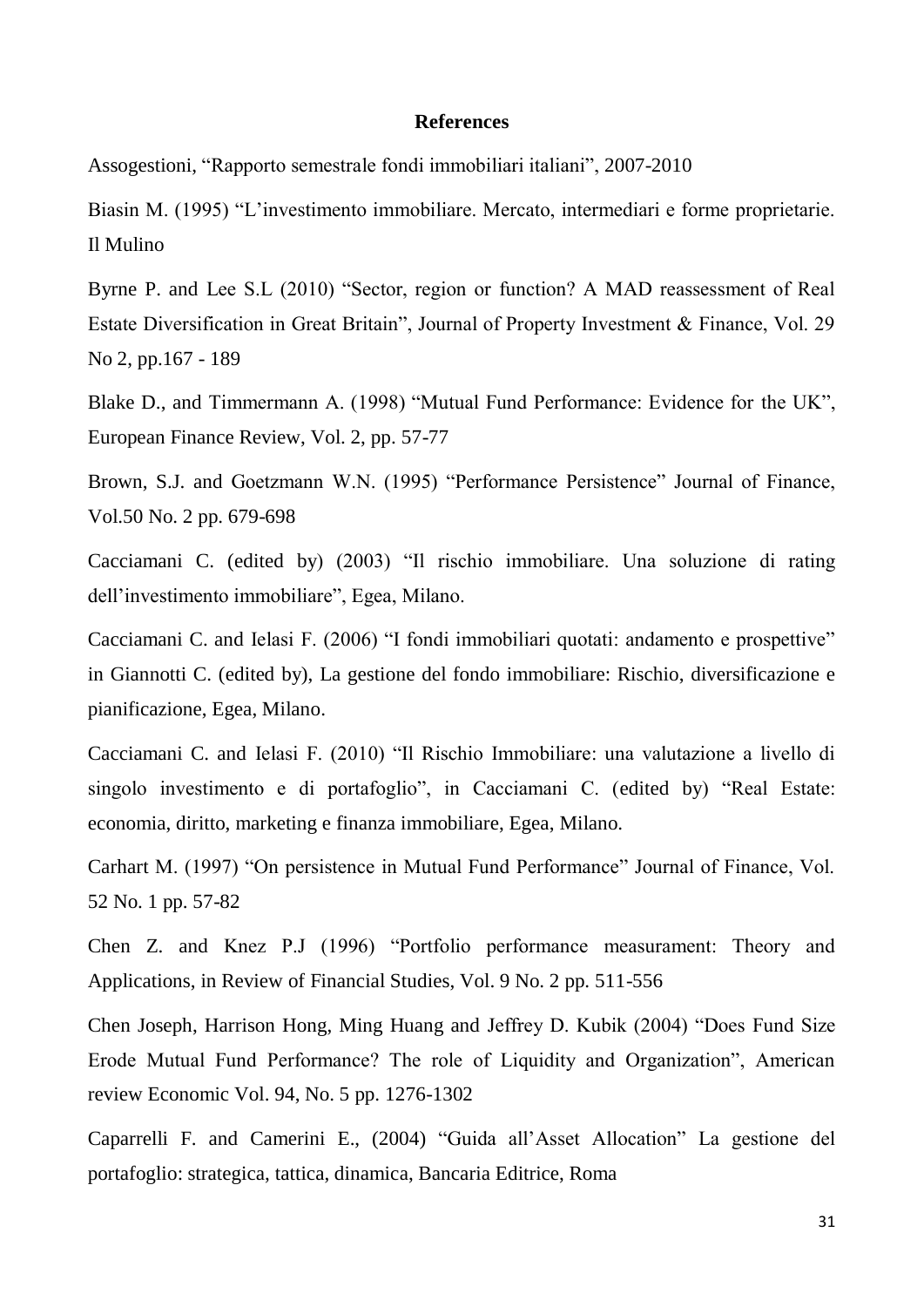## References

Assogestioni, “Rapporto semestrale fondi immobiliari italiani”, 2007-2010

Biasin M. (1995) “L’investimento immobiliare. Mercato, intermediari e forme proprietarie. Il Mulino

Byrne P. and Lee S.L (2010) “Sector, region or function? A MAD reassessment of Real Estate Diversification in Great Britain”, Journal of Property Investment & Finance, Vol. 29 No 2, pp.167 - 189

Blake D., and Timmermann A. (1998) “Mutual Fund Performance: Evidence for the UK”, European Finance Review, Vol. 2, pp. 57-77

Brown, S.J. and Goetzmann W.N. (1995) “Performance Persistence” Journal of Finance, Vol.50 No. 2 pp. 679-698

Cacciamani C. (edited by) (2003) “Il rischio immobiliare. Una soluzione di rating dell’investimento immobiliare”, Egea, Milano.

Cacciamani C. and Ielasi F. (2006) “I fondi immobiliari quotati: andamento e prospettive” in Giannotti C. (edited by), La gestione del fondo immobiliare: Rischio, diversificazione e pianificazione, Egea, Milano.

Cacciamani C. and Ielasi F. (2010) “Il Rischio Immobiliare: una valutazione a livello di singolo investimento e di portafoglio”, in Cacciamani C. (edited by) “Real Estate: economia, diritto, marketing e finanza immobiliare, Egea, Milano.

Carhart M. (1997) “On persistence in Mutual Fund Performance” Journal of Finance, Vol. 52 No. 1 pp. 57-82

Chen Z. and Knez P.J (1996) “Portfolio performance measurament: Theory and Applications, in Review of Financial Studies, Vol. 9 No. 2 pp. 511-556

Chen Joseph, Harrison Hong, Ming Huang and Jeffrey D. Kubik (2004) “Does Fund Size Erode Mutual Fund Performance? The role of Liquidity and Organization”, American review Economic Vol. 94, No. 5 pp. 1276-1302

Caparrelli F. and Camerini E., (2004) “Guida all’Asset Allocation” La gestione del portafoglio: strategica, tattica, dinamica, Bancaria Editrice, Roma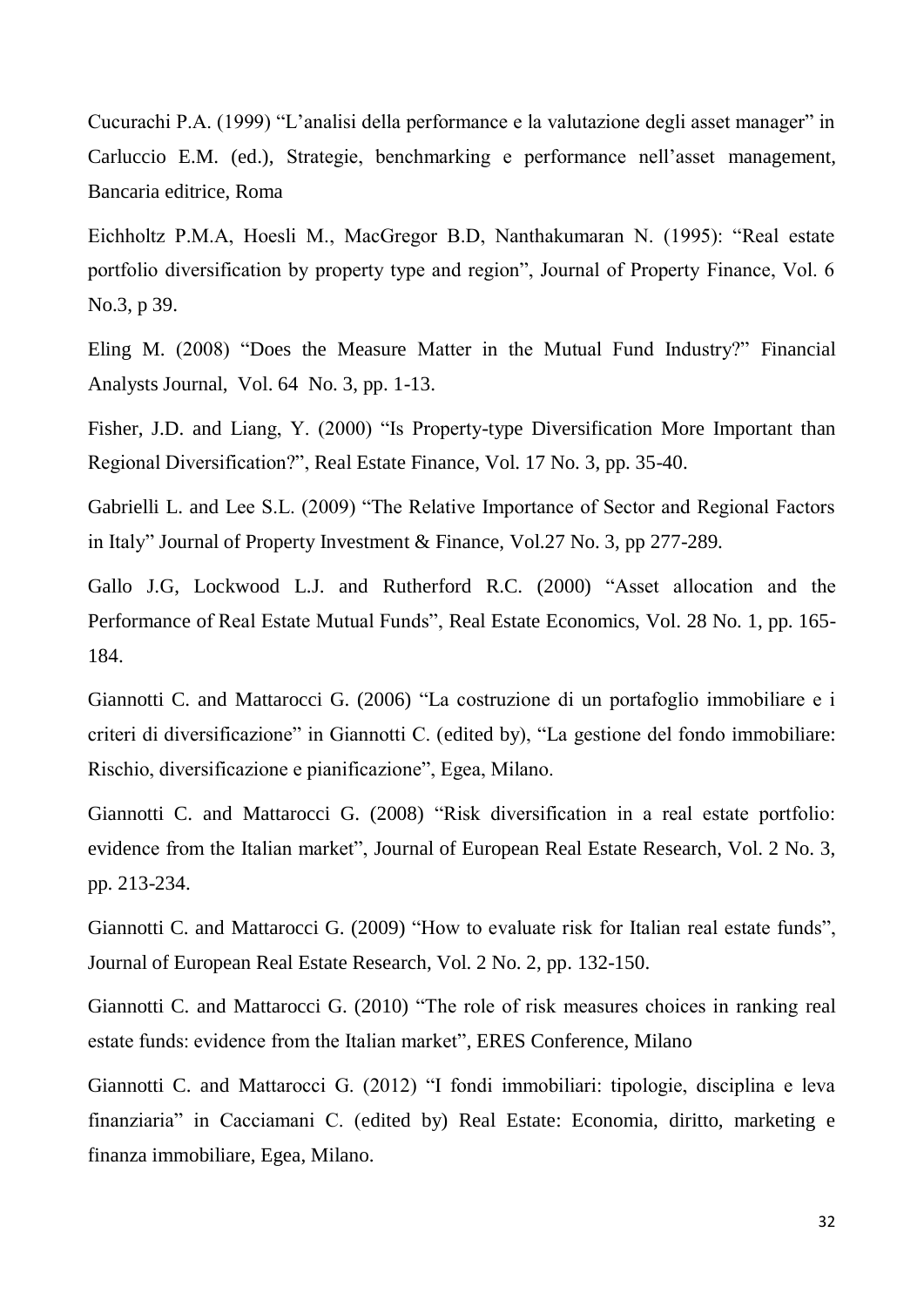Cucurachi P.A. (1999) "L'analisi della performance e la valutazione degli asset manager" in Carluccio E.M. (ed.), Strategie, benchmarking e performance nell'asset management, Bancaria editrice, Roma

Eichholtz P.M.A, Hoesli M., MacGregor B.D, Nanthakumaran N. (1995): "Real estate portfolio diversification by property type and region", Journal of Property Finance, Vol. 6 No.3, p 39.

Eling M. (2008) "Does the Measure Matter in the Mutual Fund Industry?" Financial Analysts Journal, Vol. 64 No. 3, pp. 1-13.

Fisher, J.D. and Liang, Y. (2000) "Is Property-type Diversification More Important than Regional Diversification?", Real Estate Finance, Vol. 17 No. 3, pp. 35-40.

Gabrielli L. and Lee S.L. (2009) "The Relative Importance of Sector and Regional Factors in Italy" Journal of Property Investment & Finance, Vol.27 No. 3, pp 277-289.

Gallo J.G, Lockwood L.J. and Rutherford R.C. (2000) "Asset allocation and the Performance of Real Estate Mutual Funds", Real Estate Economics, Vol. 28 No. 1, pp. 165-184.

Giannotti C. and Mattarocci G. (2006) "La costruzione di un portafoglio immobiliare e i criteri di diversificazione" in Giannotti C. (edited by), "La gestione del fondo immobiliare: Rischio, diversificazione e pianificazione", Egea, Milano.

Giannotti C. and Mattarocci G. (2008) "Risk diversification in a real estate portfolio: evidence from the Italian market", Journal of European Real Estate Research, Vol. 2 No. 3, pp. 213-234.

Giannotti C. and Mattarocci G. (2009) "How to evaluate risk for Italian real estate funds", Journal of European Real Estate Research, Vol. 2 No. 2, pp. 132-150.

Giannotti C. and Mattarocci G. (2010) "The role of risk measures choices in ranking real estate funds: evidence from the Italian market", ERES Conference, Milano

Giannotti C. and Mattarocci G. (2012) "I fondi immobiliari: tipologie, disciplina e leva finanziaria" in Cacciamani C. (edited by) Real Estate: Economia, diritto, marketing e finanza immobiliare, Egea, Milano.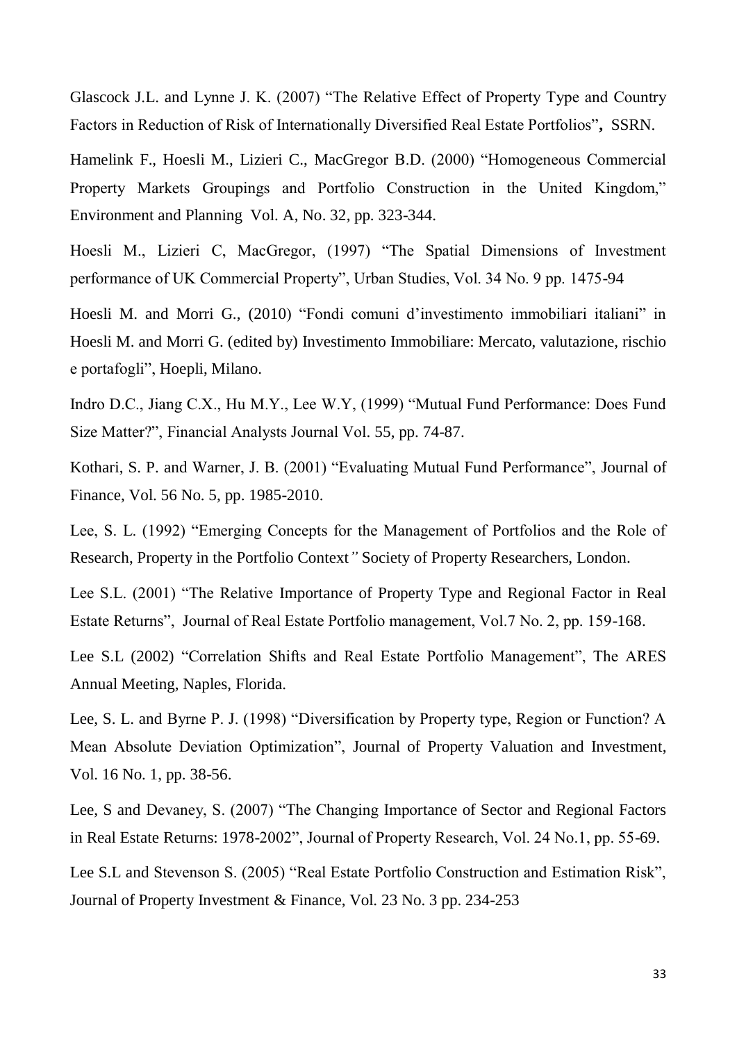Glascock J.L. and Lynne J. K. (2007) "The Relative Effect of Property Type and Country Factors in Reduction of Risk of Internationally Diversified Real Estate Portfolios", SSRN.

Hamelink F., Hoesli M., Lizieri C., MacGregor B.D. (2000) "Homogeneous Commercial Property Markets Groupings and Portfolio Construction in the United Kingdom," Environment and Planning Vol. A, No. 32, pp. 323-344.

Hoesli M., Lizieri C, MacGregor, (1997) "The Spatial Dimensions of Investment performance of UK Commercial Property", Urban Studies, Vol. 34 No. 9 pp. 1475-94

Hoesli M. and Morri G., (2010) "Fondi comuni d'investimento immobiliari italiani" in Hoesli M. and Morri G. (edited by) Investimento Immobiliare: Mercato, valutazione, rischio e portafogli", Hoepli, Milano.

Indro D.C., Jiang C.X., Hu M.Y., Lee W.Y, (1999) "Mutual Fund Performance: Does Fund Size Matter?", Financial Analysts Journal Vol. 55, pp. 74-87.

Kothari, S. P. and Warner, J. B. (2001) "Evaluating Mutual Fund Performance", Journal of Finance, Vol. 56 No. 5, pp. 1985-2010.

Lee, S. L. (1992) "Emerging Concepts for the Management of Portfolios and the Role of Research, Property in the Portfolio Context*"* Society of Property Researchers, London.

Lee S.L. (2001) "The Relative Importance of Property Type and Regional Factor in Real Estate Returns", Journal of Real Estate Portfolio management, Vol.7 No. 2, pp. 159-168.

Lee S.L (2002) "Correlation Shifts and Real Estate Portfolio Management", The ARES Annual Meeting, Naples, Florida.

Lee, S. L. and Byrne P. J. (1998) "Diversification by Property type, Region or Function? A Mean Absolute Deviation Optimization", Journal of Property Valuation and Investment, Vol. 16 No. 1, pp. 38-56.

Lee, S and Devaney, S. (2007) "The Changing Importance of Sector and Regional Factors in Real Estate Returns: 1978-2002", Journal of Property Research, Vol. 24 No.1, pp. 55-69.

Lee S.L and Stevenson S. (2005) "Real Estate Portfolio Construction and Estimation Risk", Journal of Property Investment & Finance, Vol. 23 No. 3 pp. 234-253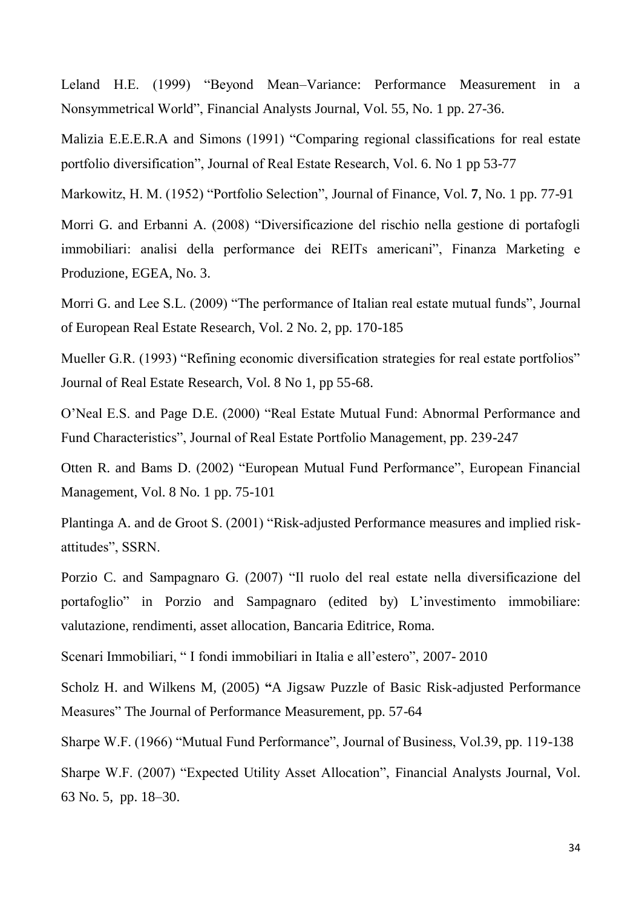Leland H.E. (1999) “Beyond Mean–Variance: Performance Measurement in a Nonsymmetrical World”, Financial Analysts Journal, Vol. 55, No. 1 pp. 27-36.

Malizia E.E.E.R.A and Simons (1991) “Comparing regional classifications for real estate portfolio diversification”, Journal of Real Estate Research, Vol. 6. No 1 pp 53-77

Markowitz, H. M. (1952) “Portfolio Selection”, Journal of Finance, Vol. **7**, No. 1 pp. 77-91

Morri G. and Erbanni A. (2008) “Diversificazione del rischio nella gestione di portafogli immobiliari: analisi della performance dei REITs americani”, Finanza Marketing e Produzione, EGEA, No. 3.

Morri G. and Lee S.L. (2009) “The performance of Italian real estate mutual funds”, Journal of European Real Estate Research, Vol. 2 No. 2, pp. 170-185

Mueller G.R. (1993) “Refining economic diversification strategies for real estate portfolios” Journal of Real Estate Research, Vol. 8 No 1, pp 55-68.

O’Neal E.S. and Page D.E. (2000) “Real Estate Mutual Fund: Abnormal Performance and Fund Characteristics”, Journal of Real Estate Portfolio Management, pp. 239-247

Otten R. and Bams D. (2002) “European Mutual Fund Performance”, European Financial Management, Vol. 8 No. 1 pp. 75-101

Plantinga A. and de Groot S. (2001) “Risk-adjusted Performance measures and implied risk-attitudes”, SSRN.

Porzio C. and Sampagnaro G. (2007) “Il ruolo del real estate nella diversificazione del portafoglio” in Porzio and Sampagnaro (edited by) L’investimento immobiliare: valutazione, rendimenti, asset allocation, Bancaria Editrice, Roma.

Scenari Immobiliari, “ I fondi immobiliari in Italia e all’estero”, 2007- 2010

Scholz H. and Wilkens M, (2005) **“**A Jigsaw Puzzle of Basic Risk-adjusted Performance Measures” The Journal of Performance Measurement, pp. 57-64

Sharpe W.F. (1966) “Mutual Fund Performance”, Journal of Business, Vol.39, pp. 119-138

Sharpe W.F. (2007) “Expected Utility Asset Allocation”, Financial Analysts Journal, Vol. 63 No. 5, pp. 18–30.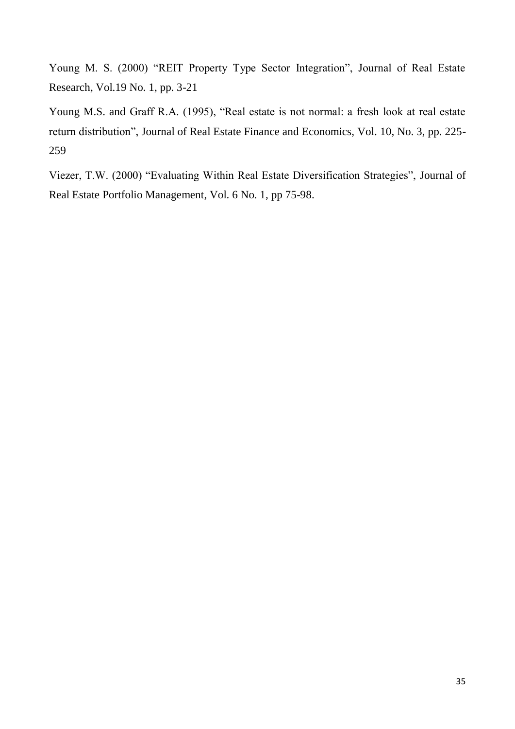Young M. S. (2000) “REIT Property Type Sector Integration”, Journal of Real Estate Research, Vol.19 No. 1, pp. 3-21

Young M.S. and Graff R.A. (1995), “Real estate is not normal: a fresh look at real estate return distribution”, Journal of Real Estate Finance and Economics, Vol. 10, No. 3, pp. 225-259

Viezer, T.W. (2000) “Evaluating Within Real Estate Diversification Strategies”, Journal of Real Estate Portfolio Management, Vol. 6 No. 1, pp 75-98.